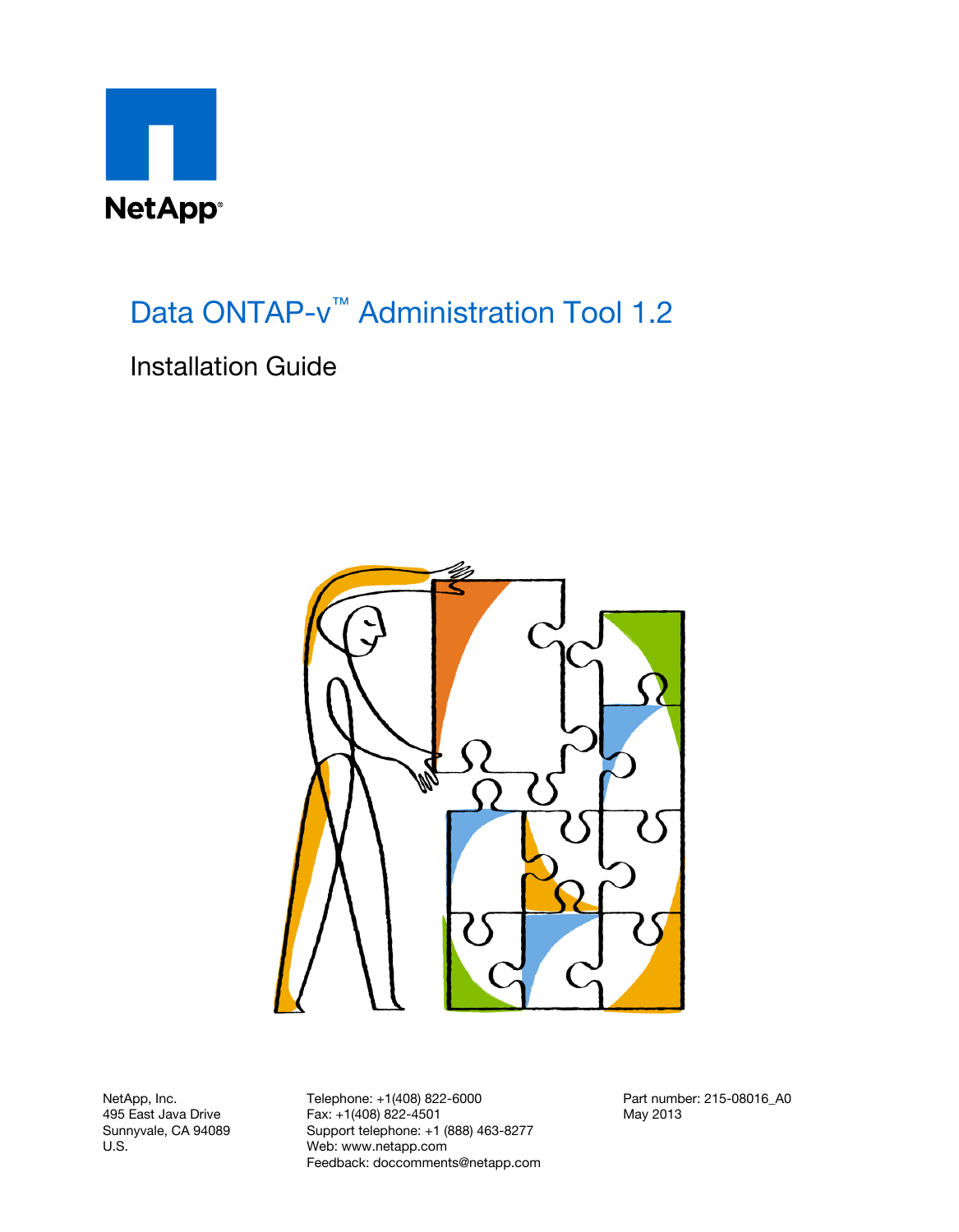NetApp®

# Data ONTAP-v™ Administration Tool 1.2

## Installation Guide

NetApp, Inc.
495 East Java Drive
Sunnyvale, CA 94089
U.S.

Telephone: +1(408) 822-6000
Fax: +1(408) 822-4501
Support telephone: +1 (888) 463-8277
Web: www.netapp.com
Feedback: doccomments@netapp.com

Part number: 215-08016_A0
May 2013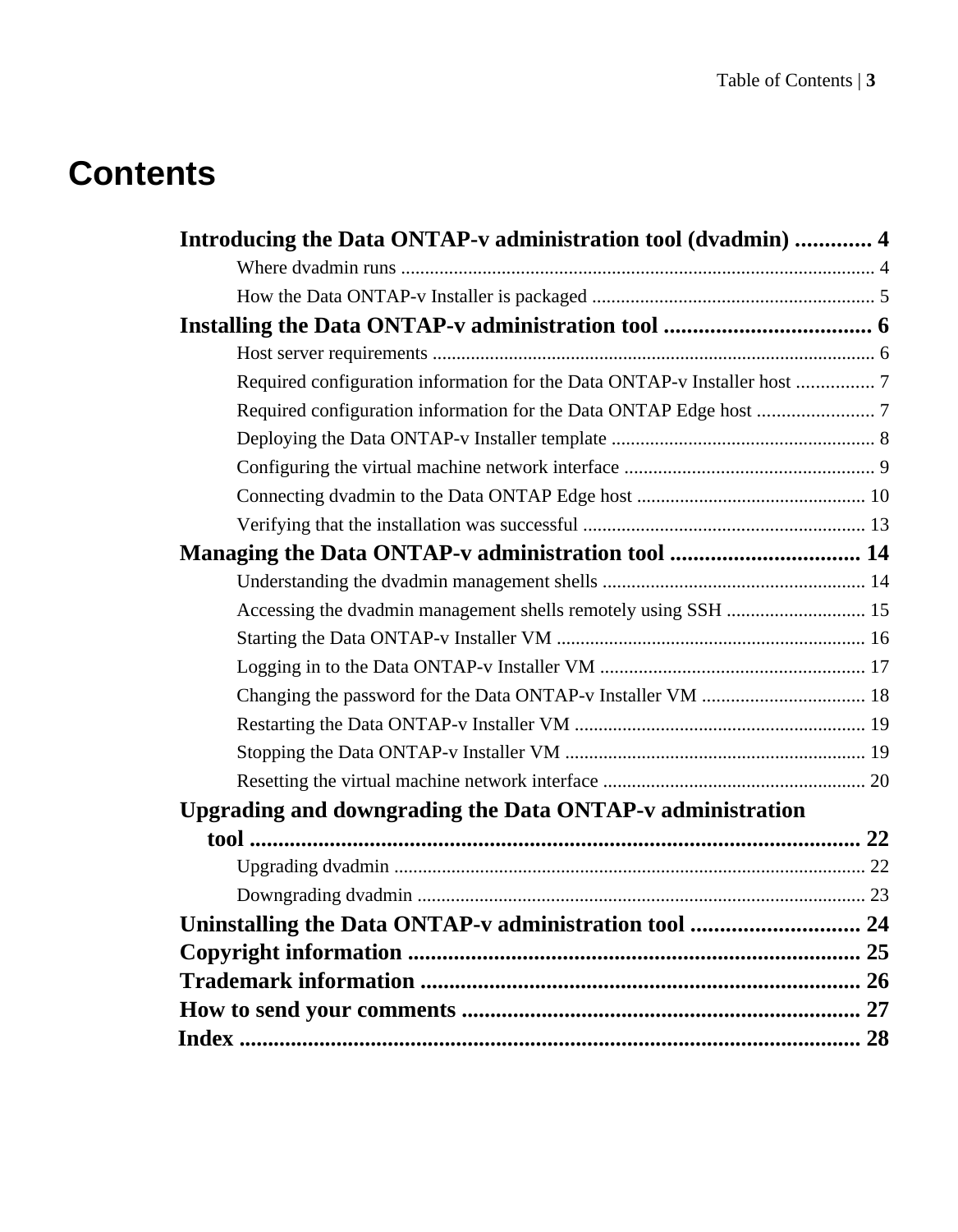# Contents

**Introducing the Data ONTAP-v administration tool (dvadmin) ............. 4**

- Where dvadmin runs .................................................................................................... 4
- How the Data ONTAP-v Installer is packaged ........................................................... 5

**Installing the Data ONTAP-v administration tool .................................... 6**

- Host server requirements ............................................................................................ 6
- Required configuration information for the Data ONTAP-v Installer host ................ 7
- Required configuration information for the Data ONTAP Edge host ........................ 7
- Deploying the Data ONTAP-v Installer template ....................................................... 8
- Configuring the virtual machine network interface .................................................... 9
- Connecting dvadmin to the Data ONTAP Edge host ................................................ 10
- Verifying that the installation was successful ........................................................... 13

**Managing the Data ONTAP-v administration tool ................................. 14**

- Understanding the dvadmin management shells ....................................................... 14
- Accessing the dvadmin management shells remotely using SSH ............................. 15
- Starting the Data ONTAP-v Installer VM ................................................................. 16
- Logging in to the Data ONTAP-v Installer VM ........................................................ 17
- Changing the password for the Data ONTAP-v Installer VM .................................. 18
- Restarting the Data ONTAP-v Installer VM ............................................................. 19
- Stopping the Data ONTAP-v Installer VM ............................................................... 19
- Resetting the virtual machine network interface ....................................................... 20

**Upgrading and downgrading the Data ONTAP-v administration tool ........................................................................................................... 22**

- Upgrading dvadmin ................................................................................................... 22
- Downgrading dvadmin .............................................................................................. 23

**Uninstalling the Data ONTAP-v administration tool ............................. 24**

**Copyright information ............................................................................... 25**

**Trademark information ............................................................................. 26**

**How to send your comments ...................................................................... 27**

**Index ............................................................................................................. 28**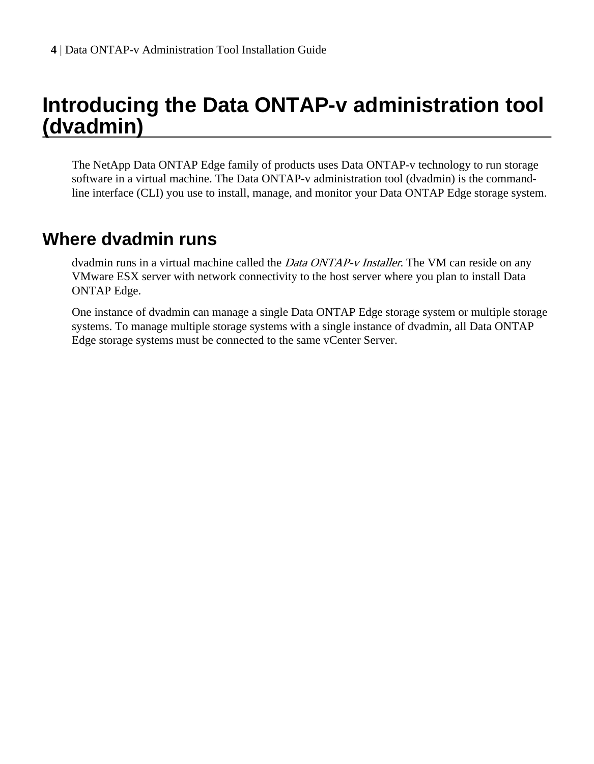# Introducing the Data ONTAP-v administration tool (dvadmin)

The NetApp Data ONTAP Edge family of products uses Data ONTAP-v technology to run storage software in a virtual machine. The Data ONTAP-v administration tool (dvadmin) is the command-line interface (CLI) you use to install, manage, and monitor your Data ONTAP Edge storage system.

## Where dvadmin runs

dvadmin runs in a virtual machine called the *Data ONTAP-v Installer*. The VM can reside on any VMware ESX server with network connectivity to the host server where you plan to install Data ONTAP Edge.

One instance of dvadmin can manage a single Data ONTAP Edge storage system or multiple storage systems. To manage multiple storage systems with a single instance of dvadmin, all Data ONTAP Edge storage systems must be connected to the same vCenter Server.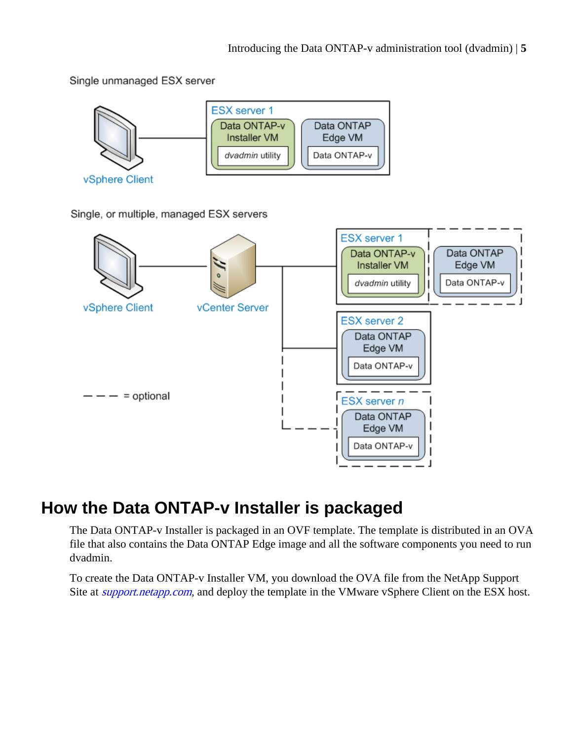Single unmanaged ESX server

vSphere Client

ESX server 1

Data ONTAP-v Installer VM

*dvadmin* utility

Data ONTAP Edge VM

Data ONTAP-v

Single, or multiple, managed ESX servers

vSphere Client

vCenter Server

ESX server 1

Data ONTAP-v Installer VM

*dvadmin* utility

Data ONTAP Edge VM

Data ONTAP-v

ESX server 2

Data ONTAP Edge VM

Data ONTAP-v

ESX server *n*

Data ONTAP Edge VM

Data ONTAP-v

— — — = optional

## How the Data ONTAP-v Installer is packaged

The Data ONTAP-v Installer is packaged in an OVF template. The template is distributed in an OVA file that also contains the Data ONTAP Edge image and all the software components you need to run dvadmin.

To create the Data ONTAP-v Installer VM, you download the OVA file from the NetApp Support Site at *support.netapp.com*, and deploy the template in the VMware vSphere Client on the ESX host.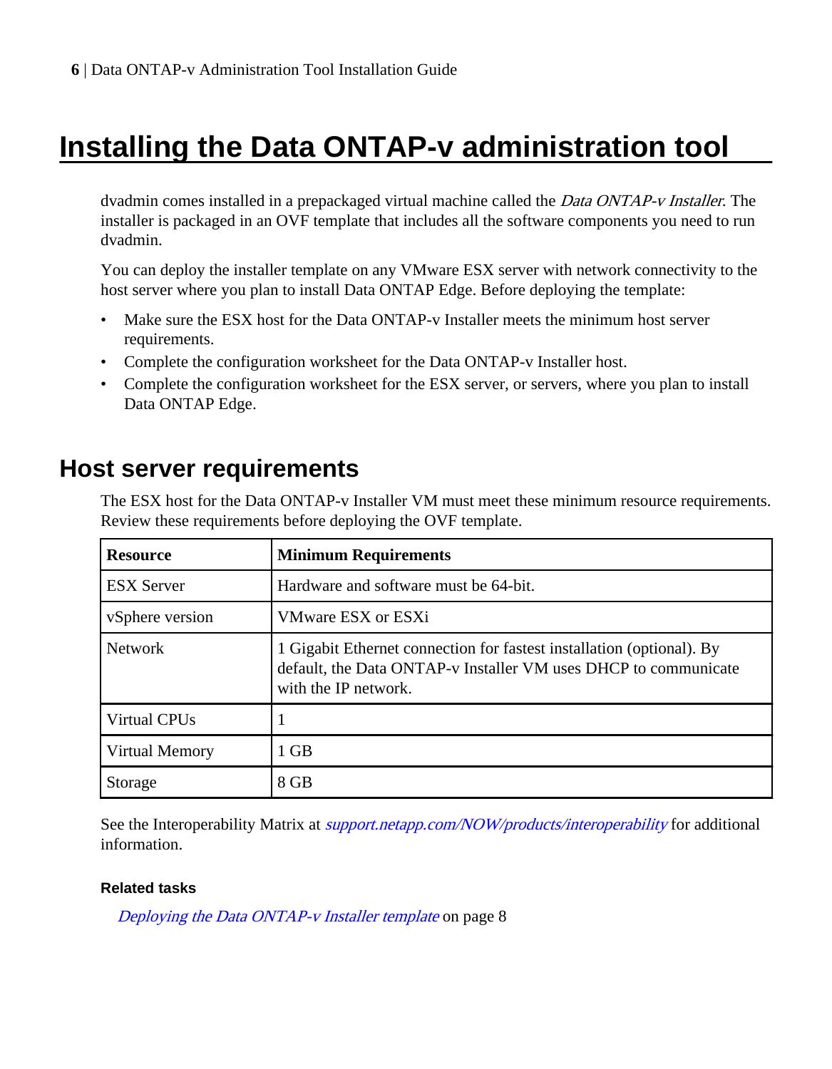# Installing the Data ONTAP-v administration tool

dvadmin comes installed in a prepackaged virtual machine called the *Data ONTAP-v Installer*. The installer is packaged in an OVF template that includes all the software components you need to run dvadmin.

You can deploy the installer template on any VMware ESX server with network connectivity to the host server where you plan to install Data ONTAP Edge. Before deploying the template:

- Make sure the ESX host for the Data ONTAP-v Installer meets the minimum host server requirements.
- Complete the configuration worksheet for the Data ONTAP-v Installer host.
- Complete the configuration worksheet for the ESX server, or servers, where you plan to install Data ONTAP Edge.

## Host server requirements

The ESX host for the Data ONTAP-v Installer VM must meet these minimum resource requirements. Review these requirements before deploying the OVF template.

| Resource | Minimum Requirements |
|---|---|
| ESX Server | Hardware and software must be 64-bit. |
| vSphere version | VMware ESX or ESXi |
| Network | 1 Gigabit Ethernet connection for fastest installation (optional). By default, the Data ONTAP-v Installer VM uses DHCP to communicate with the IP network. |
| Virtual CPUs | 1 |
| Virtual Memory | 1 GB |
| Storage | 8 GB |

See the Interoperability Matrix at *support.netapp.com/NOW/products/interoperability* for additional information.

#### Related tasks

*Deploying the Data ONTAP-v Installer template* on page 8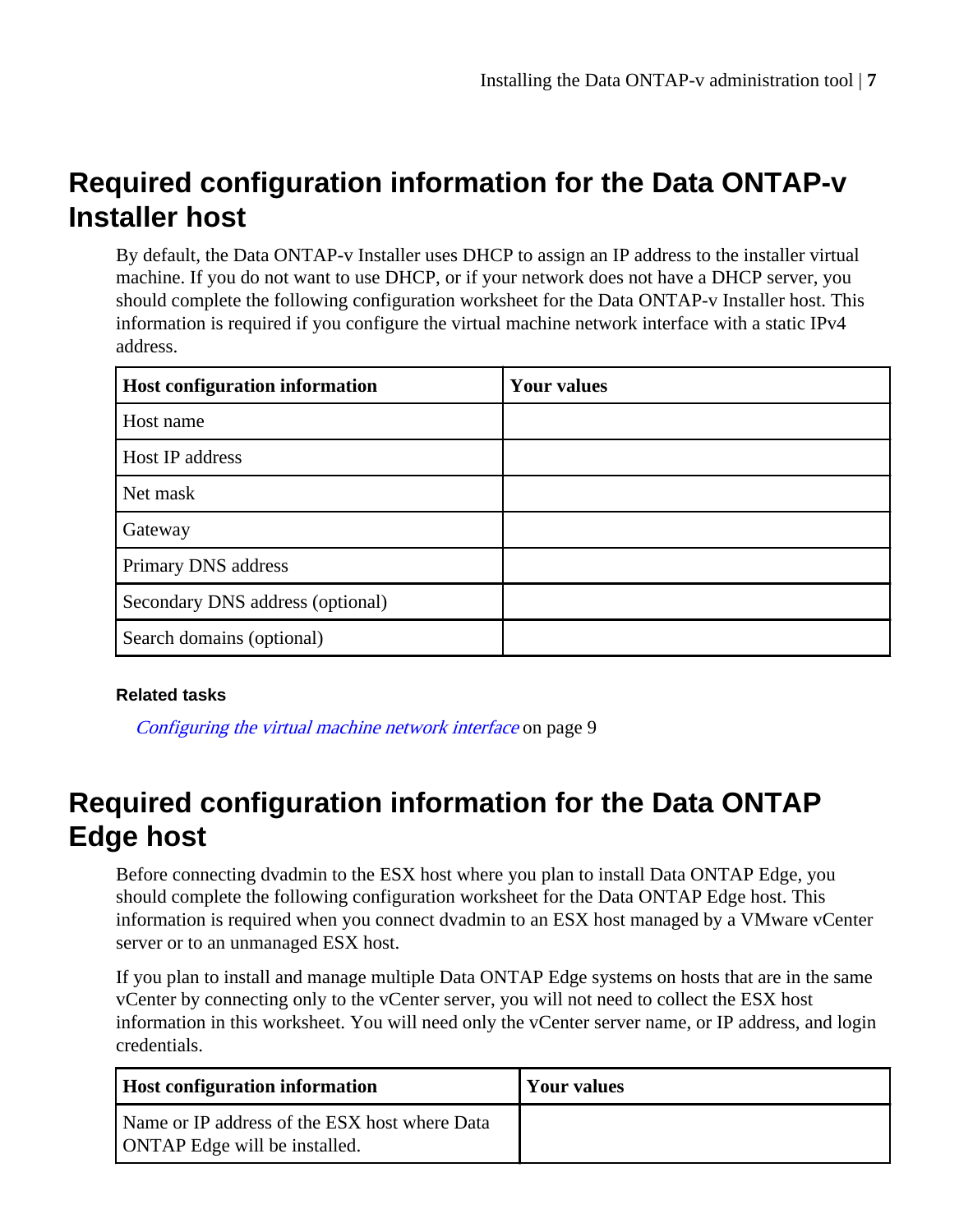## Required configuration information for the Data ONTAP-v Installer host

By default, the Data ONTAP-v Installer uses DHCP to assign an IP address to the installer virtual machine. If you do not want to use DHCP, or if your network does not have a DHCP server, you should complete the following configuration worksheet for the Data ONTAP-v Installer host. This information is required if you configure the virtual machine network interface with a static IPv4 address.

| Host configuration information | Your values |
| --- | --- |
| Host name | |
| Host IP address | |
| Net mask | |
| Gateway | |
| Primary DNS address | |
| Secondary DNS address (optional) | |
| Search domains (optional) | |

**Related tasks**

*Configuring the virtual machine network interface* on page 9

## Required configuration information for the Data ONTAP Edge host

Before connecting dvadmin to the ESX host where you plan to install Data ONTAP Edge, you should complete the following configuration worksheet for the Data ONTAP Edge host. This information is required when you connect dvadmin to an ESX host managed by a VMware vCenter server or to an unmanaged ESX host.

If you plan to install and manage multiple Data ONTAP Edge systems on hosts that are in the same vCenter by connecting only to the vCenter server, you will not need to collect the ESX host information in this worksheet. You will need only the vCenter server name, or IP address, and login credentials.

| Host configuration information | Your values |
| --- | --- |
| Name or IP address of the ESX host where Data ONTAP Edge will be installed. | |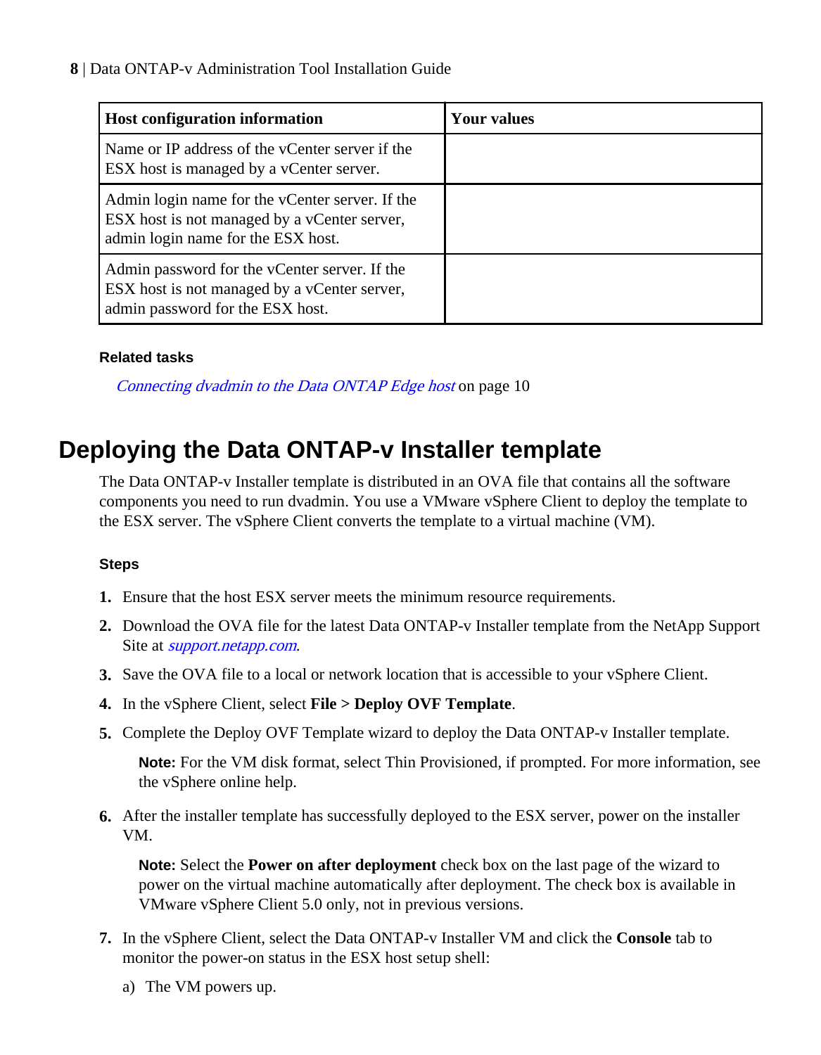| Host configuration information | Your values |
|---|---|
| Name or IP address of the vCenter server if the ESX host is managed by a vCenter server. | |
| Admin login name for the vCenter server. If the ESX host is not managed by a vCenter server, admin login name for the ESX host. | |
| Admin password for the vCenter server. If the ESX host is not managed by a vCenter server, admin password for the ESX host. | |

**Related tasks**

*Connecting dvadmin to the Data ONTAP Edge host* on page 10

## Deploying the Data ONTAP-v Installer template

The Data ONTAP-v Installer template is distributed in an OVA file that contains all the software components you need to run dvadmin. You use a VMware vSphere Client to deploy the template to the ESX server. The vSphere Client converts the template to a virtual machine (VM).

**Steps**

1. Ensure that the host ESX server meets the minimum resource requirements.
2. Download the OVA file for the latest Data ONTAP-v Installer template from the NetApp Support Site at *support.netapp.com*.
3. Save the OVA file to a local or network location that is accessible to your vSphere Client.
4. In the vSphere Client, select **File > Deploy OVF Template**.
5. Complete the Deploy OVF Template wizard to deploy the Data ONTAP-v Installer template.

   **Note:** For the VM disk format, select Thin Provisioned, if prompted. For more information, see the vSphere online help.

6. After the installer template has successfully deployed to the ESX server, power on the installer VM.

   **Note:** Select the **Power on after deployment** check box on the last page of the wizard to power on the virtual machine automatically after deployment. The check box is available in VMware vSphere Client 5.0 only, not in previous versions.

7. In the vSphere Client, select the Data ONTAP-v Installer VM and click the **Console** tab to monitor the power-on status in the ESX host setup shell:

   a) The VM powers up.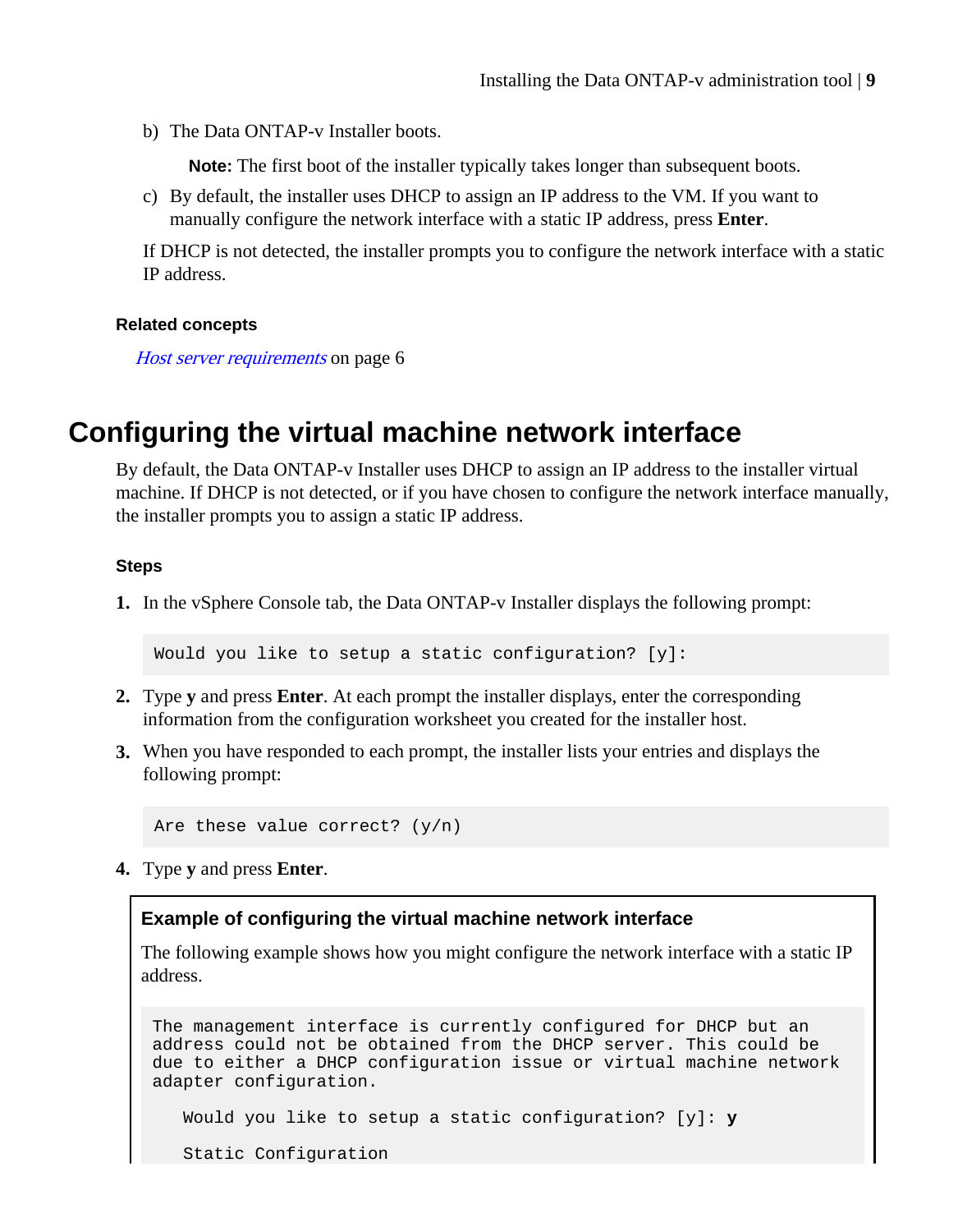b) The Data ONTAP-v Installer boots.

   **Note:** The first boot of the installer typically takes longer than subsequent boots.

c) By default, the installer uses DHCP to assign an IP address to the VM. If you want to manually configure the network interface with a static IP address, press **Enter**.

If DHCP is not detected, the installer prompts you to configure the network interface with a static IP address.

#### Related concepts

*Host server requirements* on page 6

## Configuring the virtual machine network interface

By default, the Data ONTAP-v Installer uses DHCP to assign an IP address to the installer virtual machine. If DHCP is not detected, or if you have chosen to configure the network interface manually, the installer prompts you to assign a static IP address.

#### Steps

1. In the vSphere Console tab, the Data ONTAP-v Installer displays the following prompt:

   ```
   Would you like to setup a static configuration? [y]:
   ```

2. Type **y** and press **Enter**. At each prompt the installer displays, enter the corresponding information from the configuration worksheet you created for the installer host.
3. When you have responded to each prompt, the installer lists your entries and displays the following prompt:

   ```
   Are these value correct? (y/n)
   ```

4. Type **y** and press **Enter**.

#### Example of configuring the virtual machine network interface

The following example shows how you might configure the network interface with a static IP address.

```
The management interface is currently configured for DHCP but an
address could not be obtained from the DHCP server. This could be
due to either a DHCP configuration issue or virtual machine network
adapter configuration.

   Would you like to setup a static configuration? [y]: y

   Static Configuration
```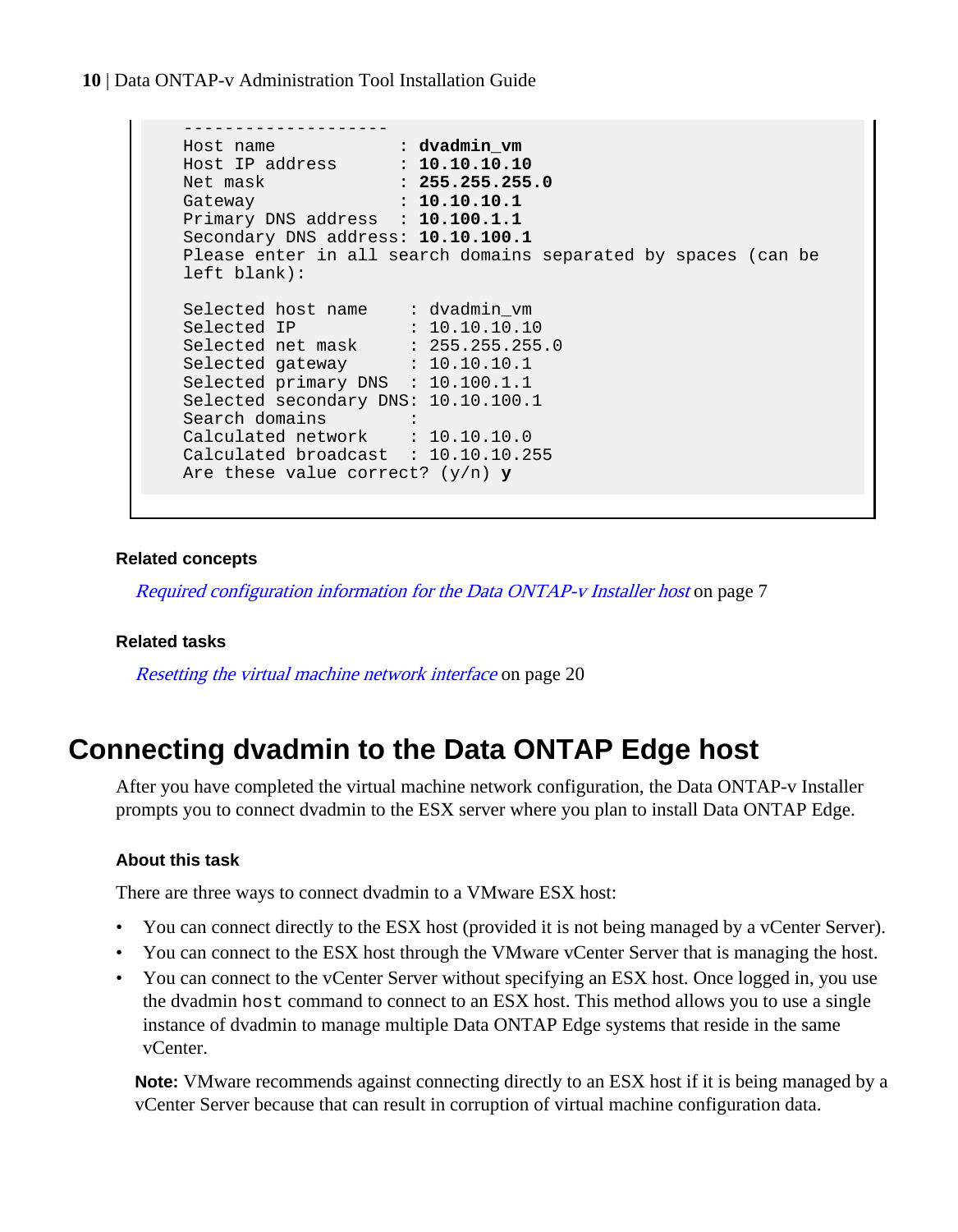```
--------------------
Host name            : dvadmin_vm
Host IP address      : 10.10.10.10
Net mask             : 255.255.255.0
Gateway              : 10.10.10.1
Primary DNS address  : 10.100.1.1
Secondary DNS address: 10.10.100.1
Please enter in all search domains separated by spaces (can be
left blank):

Selected host name    : dvadmin_vm
Selected IP           : 10.10.10.10
Selected net mask     : 255.255.255.0
Selected gateway      : 10.10.10.1
Selected primary DNS  : 10.100.1.1
Selected secondary DNS: 10.10.100.1
Search domains        :
Calculated network    : 10.10.10.0
Calculated broadcast  : 10.10.10.255
Are these value correct? (y/n) y
```

#### Related concepts

*Required configuration information for the Data ONTAP-v Installer host* on page 7

#### Related tasks

*Resetting the virtual machine network interface* on page 20

## Connecting dvadmin to the Data ONTAP Edge host

After you have completed the virtual machine network configuration, the Data ONTAP-v Installer prompts you to connect dvadmin to the ESX server where you plan to install Data ONTAP Edge.

#### About this task

There are three ways to connect dvadmin to a VMware ESX host:

- You can connect directly to the ESX host (provided it is not being managed by a vCenter Server).
- You can connect to the ESX host through the VMware vCenter Server that is managing the host.
- You can connect to the vCenter Server without specifying an ESX host. Once logged in, you use the dvadmin `host` command to connect to an ESX host. This method allows you to use a single instance of dvadmin to manage multiple Data ONTAP Edge systems that reside in the same vCenter.

**Note:** VMware recommends against connecting directly to an ESX host if it is being managed by a vCenter Server because that can result in corruption of virtual machine configuration data.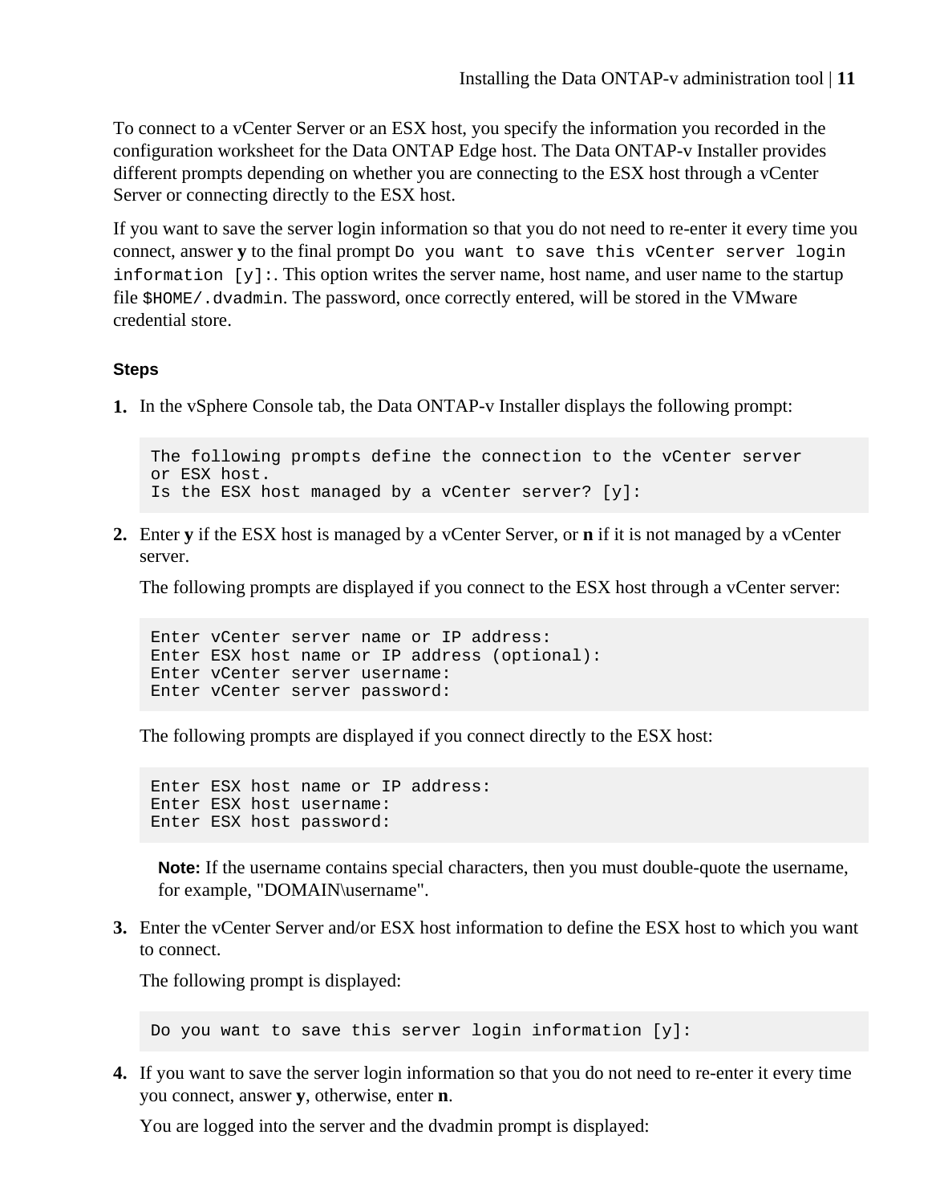To connect to a vCenter Server or an ESX host, you specify the information you recorded in the configuration worksheet for the Data ONTAP Edge host. The Data ONTAP-v Installer provides different prompts depending on whether you are connecting to the ESX host through a vCenter Server or connecting directly to the ESX host.

If you want to save the server login information so that you do not need to re-enter it every time you connect, answer **y** to the final prompt `Do you want to save this vCenter server login information [y]:`. This option writes the server name, host name, and user name to the startup file `$HOME/.dvadmin`. The password, once correctly entered, will be stored in the VMware credential store.

### Steps

1. In the vSphere Console tab, the Data ONTAP-v Installer displays the following prompt:

```
The following prompts define the connection to the vCenter server
or ESX host.
Is the ESX host managed by a vCenter server? [y]:
```

2. Enter **y** if the ESX host is managed by a vCenter Server, or **n** if it is not managed by a vCenter server.

   The following prompts are displayed if you connect to the ESX host through a vCenter server:

```
Enter vCenter server name or IP address:
Enter ESX host name or IP address (optional):
Enter vCenter server username:
Enter vCenter server password:
```

   The following prompts are displayed if you connect directly to the ESX host:

```
Enter ESX host name or IP address:
Enter ESX host username:
Enter ESX host password:
```

   **Note:** If the username contains special characters, then you must double-quote the username, for example, "DOMAIN\username".

3. Enter the vCenter Server and/or ESX host information to define the ESX host to which you want to connect.

   The following prompt is displayed:

```
Do you want to save this server login information [y]:
```

4. If you want to save the server login information so that you do not need to re-enter it every time you connect, answer **y**, otherwise, enter **n**.

   You are logged into the server and the dvadmin prompt is displayed: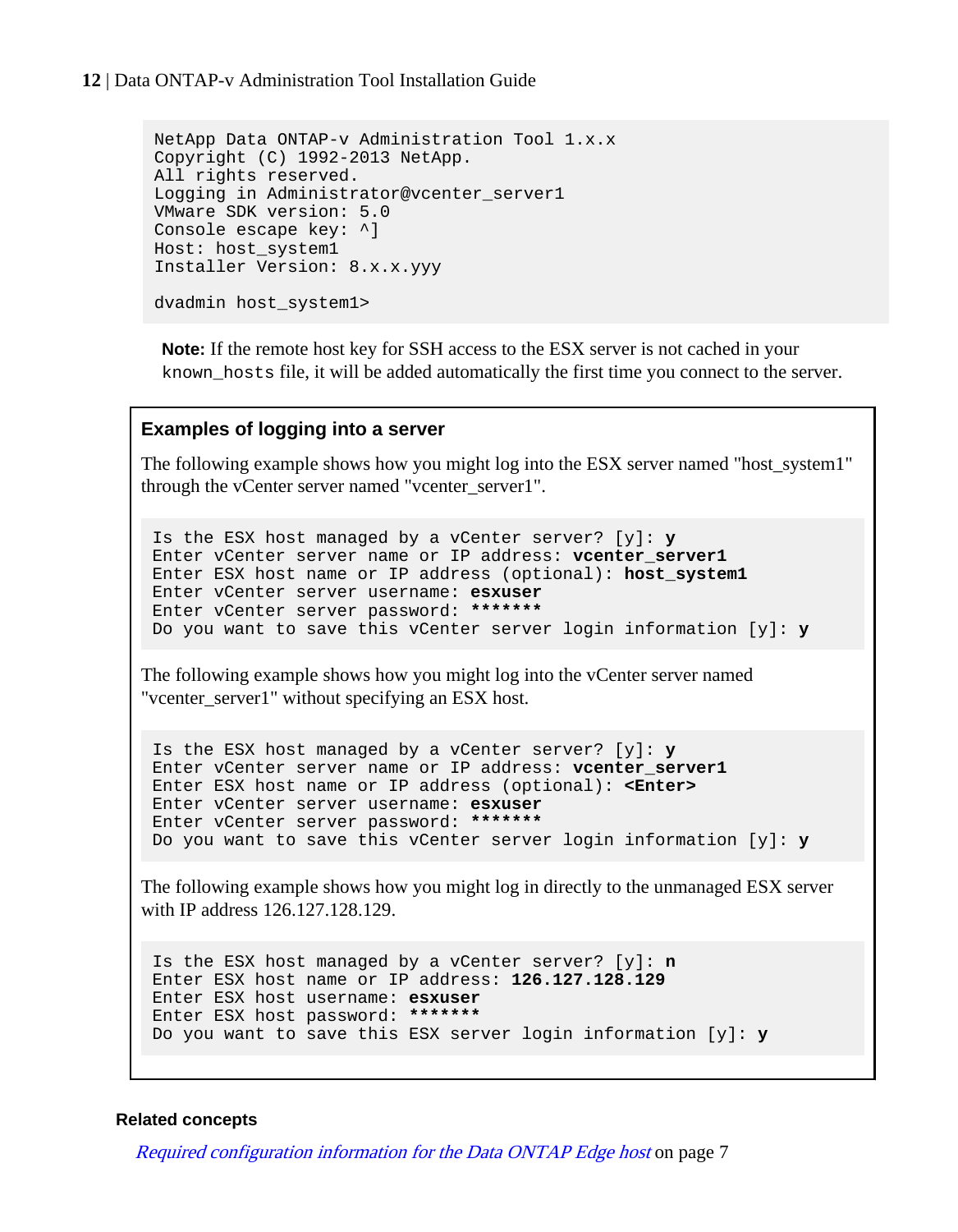```
NetApp Data ONTAP-v Administration Tool 1.x.x
Copyright (C) 1992-2013 NetApp.
All rights reserved.
Logging in Administrator@vcenter_server1
VMware SDK version: 5.0
Console escape key: ^]
Host: host_system1
Installer Version: 8.x.x.yyy

dvadmin host_system1>
```

**Note:** If the remote host key for SSH access to the ESX server is not cached in your `known_hosts` file, it will be added automatically the first time you connect to the server.

### Examples of logging into a server

The following example shows how you might log into the ESX server named "host_system1" through the vCenter server named "vcenter_server1".

```
Is the ESX host managed by a vCenter server? [y]: y
Enter vCenter server name or IP address: vcenter_server1
Enter ESX host name or IP address (optional): host_system1
Enter vCenter server username: esxuser
Enter vCenter server password: *******
Do you want to save this vCenter server login information [y]: y
```

The following example shows how you might log into the vCenter server named "vcenter_server1" without specifying an ESX host.

```
Is the ESX host managed by a vCenter server? [y]: y
Enter vCenter server name or IP address: vcenter_server1
Enter ESX host name or IP address (optional): <Enter>
Enter vCenter server username: esxuser
Enter vCenter server password: *******
Do you want to save this vCenter server login information [y]: y
```

The following example shows how you might log in directly to the unmanaged ESX server with IP address 126.127.128.129.

```
Is the ESX host managed by a vCenter server? [y]: n
Enter ESX host name or IP address: 126.127.128.129
Enter ESX host username: esxuser
Enter ESX host password: *******
Do you want to save this ESX server login information [y]: y
```

**Related concepts**

*Required configuration information for the Data ONTAP Edge host* on page 7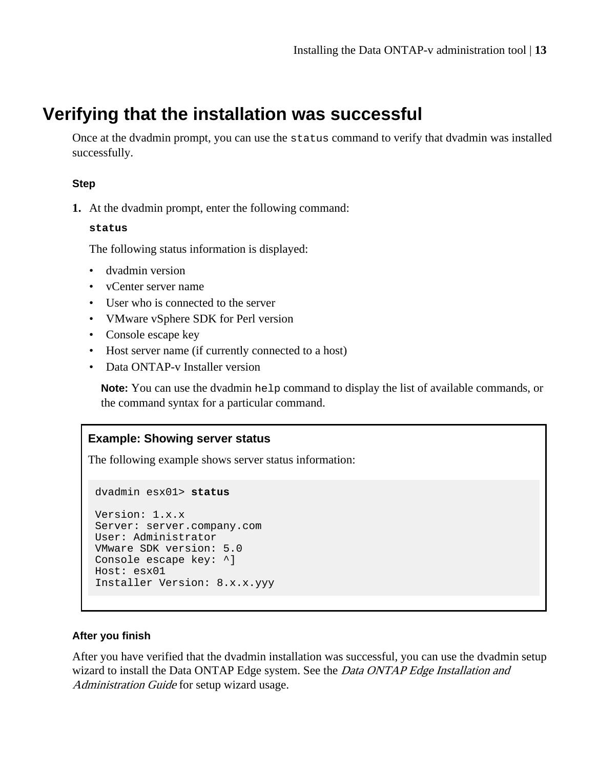# Verifying that the installation was successful

Once at the dvadmin prompt, you can use the `status` command to verify that dvadmin was installed successfully.

#### Step

1. At the dvadmin prompt, enter the following command:

   **`status`**

   The following status information is displayed:

   - dvadmin version
   - vCenter server name
   - User who is connected to the server
   - VMware vSphere SDK for Perl version
   - Console escape key
   - Host server name (if currently connected to a host)
   - Data ONTAP-v Installer version

   **Note:** You can use the dvadmin `help` command to display the list of available commands, or the command syntax for a particular command.

#### Example: Showing server status

The following example shows server status information:

```
dvadmin esx01> status

Version: 1.x.x
Server: server.company.com
User: Administrator
VMware SDK version: 5.0
Console escape key: ^]
Host: esx01
Installer Version: 8.x.x.yyy
```

#### After you finish

After you have verified that the dvadmin installation was successful, you can use the dvadmin setup wizard to install the Data ONTAP Edge system. See the *Data ONTAP Edge Installation and Administration Guide* for setup wizard usage.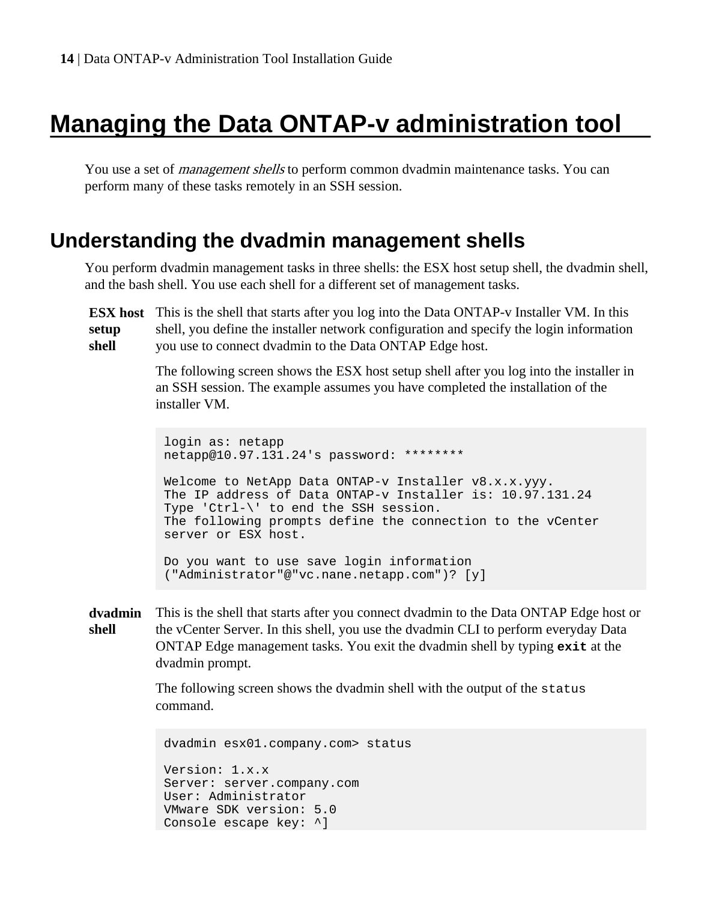# Managing the Data ONTAP-v administration tool

You use a set of *management shells* to perform common dvadmin maintenance tasks. You can perform many of these tasks remotely in an SSH session.

## Understanding the dvadmin management shells

You perform dvadmin management tasks in three shells: the ESX host setup shell, the dvadmin shell, and the bash shell. You use each shell for a different set of management tasks.

**ESX host setup shell**

This is the shell that starts after you log into the Data ONTAP-v Installer VM. In this shell, you define the installer network configuration and specify the login information you use to connect dvadmin to the Data ONTAP Edge host.

The following screen shows the ESX host setup shell after you log into the installer in an SSH session. The example assumes you have completed the installation of the installer VM.

```
login as: netapp
netapp@10.97.131.24's password: ********

Welcome to NetApp Data ONTAP-v Installer v8.x.x.yyy.
The IP address of Data ONTAP-v Installer is: 10.97.131.24
Type 'Ctrl-\' to end the SSH session.
The following prompts define the connection to the vCenter
server or ESX host.

Do you want to use save login information
("Administrator"@"vc.nane.netapp.com")? [y]
```

**dvadmin shell**

This is the shell that starts after you connect dvadmin to the Data ONTAP Edge host or the vCenter Server. In this shell, you use the dvadmin CLI to perform everyday Data ONTAP Edge management tasks. You exit the dvadmin shell by typing **`exit`** at the dvadmin prompt.

The following screen shows the dvadmin shell with the output of the `status` command.

```
dvadmin esx01.company.com> status

Version: 1.x.x
Server: server.company.com
User: Administrator
VMware SDK version: 5.0
Console escape key: ^]
```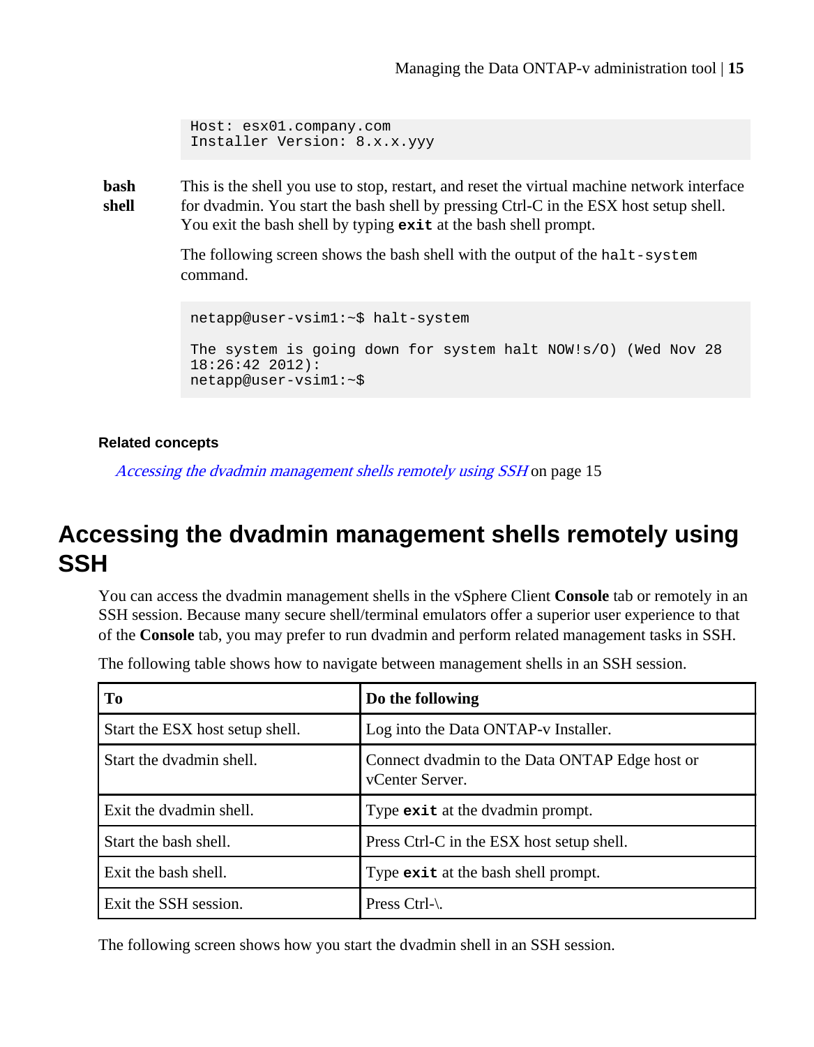```
Host: esx01.company.com
Installer Version: 8.x.x.yyy
```

**bash shell**

This is the shell you use to stop, restart, and reset the virtual machine network interface for dvadmin. You start the bash shell by pressing Ctrl-C in the ESX host setup shell. You exit the bash shell by typing **`exit`** at the bash shell prompt.

The following screen shows the bash shell with the output of the `halt-system` command.

```
netapp@user-vsim1:~$ halt-system

The system is going down for system halt NOW!s/O) (Wed Nov 28
18:26:42 2012):
netapp@user-vsim1:~$
```

**Related concepts**

*Accessing the dvadmin management shells remotely using SSH* on page 15

## Accessing the dvadmin management shells remotely using SSH

You can access the dvadmin management shells in the vSphere Client **Console** tab or remotely in an SSH session. Because many secure shell/terminal emulators offer a superior user experience to that of the **Console** tab, you may prefer to run dvadmin and perform related management tasks in SSH.

The following table shows how to navigate between management shells in an SSH session.

| To | Do the following |
|---|---|
| Start the ESX host setup shell. | Log into the Data ONTAP-v Installer. |
| Start the dvadmin shell. | Connect dvadmin to the Data ONTAP Edge host or vCenter Server. |
| Exit the dvadmin shell. | Type **`exit`** at the dvadmin prompt. |
| Start the bash shell. | Press Ctrl-C in the ESX host setup shell. |
| Exit the bash shell. | Type **`exit`** at the bash shell prompt. |
| Exit the SSH session. | Press Ctrl-\. |

The following screen shows how you start the dvadmin shell in an SSH session.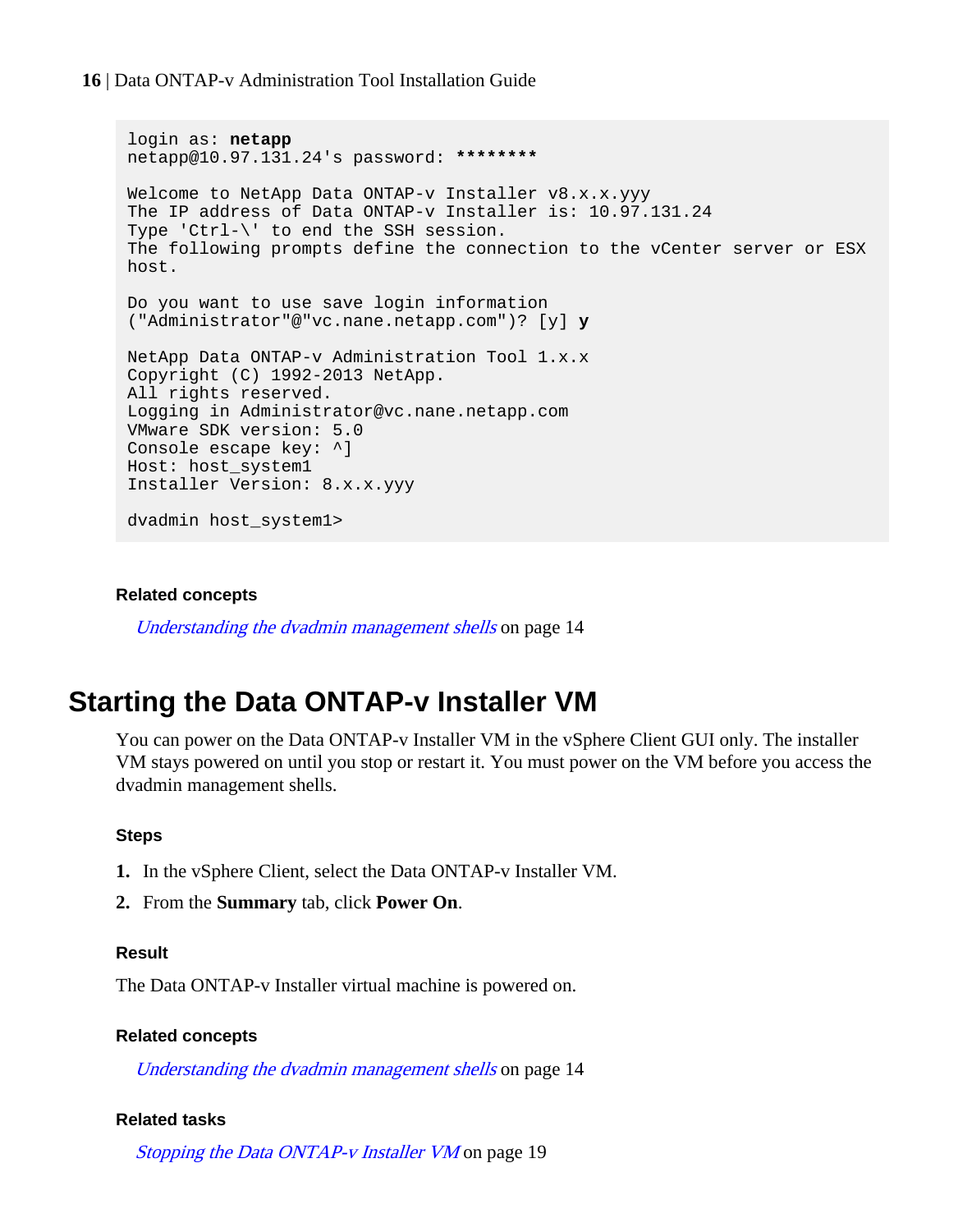```
login as: netapp
netapp@10.97.131.24's password: ********

Welcome to NetApp Data ONTAP-v Installer v8.x.x.yyy
The IP address of Data ONTAP-v Installer is: 10.97.131.24
Type 'Ctrl-\' to end the SSH session.
The following prompts define the connection to the vCenter server or ESX
host.

Do you want to use save login information
("Administrator"@"vc.nane.netapp.com")? [y] y

NetApp Data ONTAP-v Administration Tool 1.x.x
Copyright (C) 1992-2013 NetApp.
All rights reserved.
Logging in Administrator@vc.nane.netapp.com
VMware SDK version: 5.0
Console escape key: ^]
Host: host_system1
Installer Version: 8.x.x.yyy

dvadmin host_system1>
```

#### Related concepts

*Understanding the dvadmin management shells* on page 14

## Starting the Data ONTAP-v Installer VM

You can power on the Data ONTAP-v Installer VM in the vSphere Client GUI only. The installer VM stays powered on until you stop or restart it. You must power on the VM before you access the dvadmin management shells.

#### Steps

1. In the vSphere Client, select the Data ONTAP-v Installer VM.
2. From the **Summary** tab, click **Power On**.

#### Result

The Data ONTAP-v Installer virtual machine is powered on.

#### Related concepts

*Understanding the dvadmin management shells* on page 14

#### Related tasks

*Stopping the Data ONTAP-v Installer VM* on page 19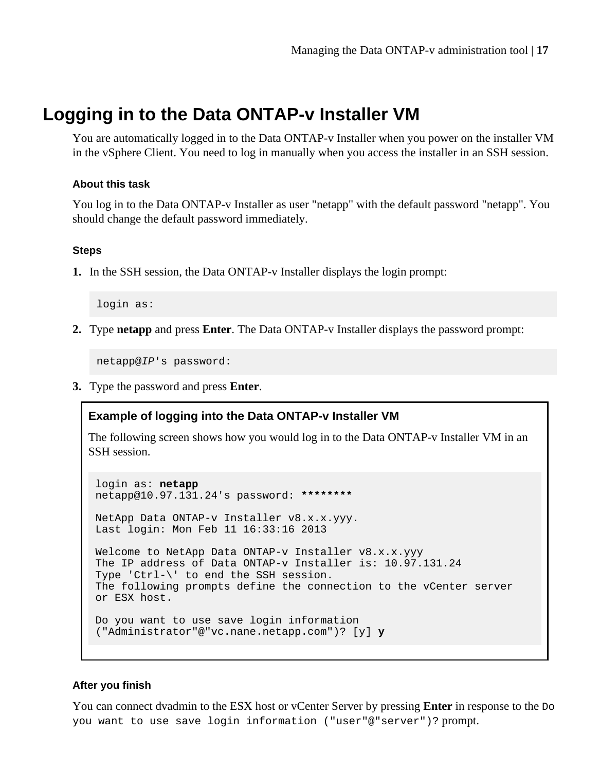# Logging in to the Data ONTAP-v Installer VM

You are automatically logged in to the Data ONTAP-v Installer when you power on the installer VM in the vSphere Client. You need to log in manually when you access the installer in an SSH session.

### About this task

You log in to the Data ONTAP-v Installer as user "netapp" with the default password "netapp". You should change the default password immediately.

### Steps

1. In the SSH session, the Data ONTAP-v Installer displays the login prompt:

```
login as:
```

2. Type **netapp** and press **Enter**. The Data ONTAP-v Installer displays the password prompt:

```
netapp@IP's password:
```

3. Type the password and press **Enter**.

#### Example of logging into the Data ONTAP-v Installer VM

The following screen shows how you would log in to the Data ONTAP-v Installer VM in an SSH session.

```
login as: netapp
netapp@10.97.131.24's password: ********

NetApp Data ONTAP-v Installer v8.x.x.yyy.
Last login: Mon Feb 11 16:33:16 2013

Welcome to NetApp Data ONTAP-v Installer v8.x.x.yyy
The IP address of Data ONTAP-v Installer is: 10.97.131.24
Type 'Ctrl-\' to end the SSH session.
The following prompts define the connection to the vCenter server
or ESX host.

Do you want to use save login information
("Administrator"@"vc.nane.netapp.com")? [y] y
```

### After you finish

You can connect dvadmin to the ESX host or vCenter Server by pressing **Enter** in response to the `Do you want to use save login information ("user"@"server")?` prompt.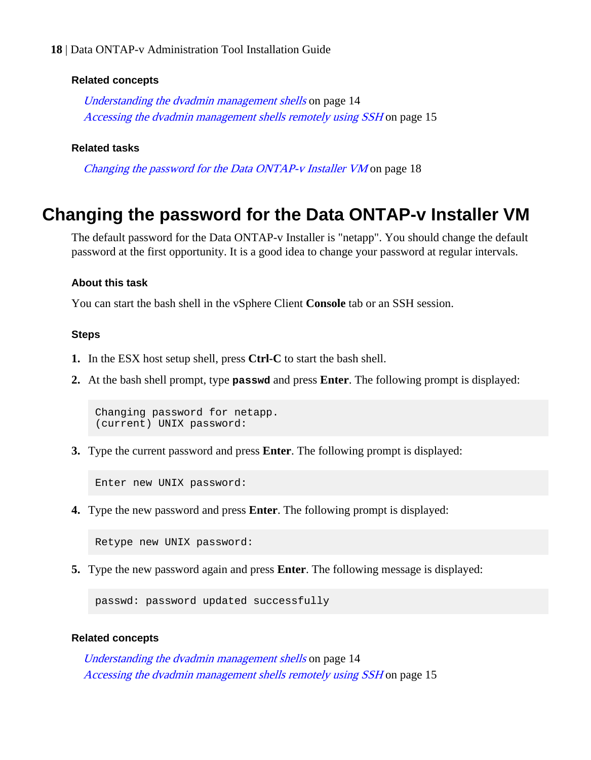#### Related concepts

*Understanding the dvadmin management shells* on page 14
*Accessing the dvadmin management shells remotely using SSH* on page 15

#### Related tasks

*Changing the password for the Data ONTAP-v Installer VM* on page 18

## Changing the password for the Data ONTAP-v Installer VM

The default password for the Data ONTAP-v Installer is "netapp". You should change the default password at the first opportunity. It is a good idea to change your password at regular intervals.

#### About this task

You can start the bash shell in the vSphere Client **Console** tab or an SSH session.

#### Steps

1. In the ESX host setup shell, press **Ctrl-C** to start the bash shell.
2. At the bash shell prompt, type **`passwd`** and press **Enter**. The following prompt is displayed:

   ```
   Changing password for netapp.
   (current) UNIX password:
   ```

3. Type the current password and press **Enter**. The following prompt is displayed:

   ```
   Enter new UNIX password:
   ```

4. Type the new password and press **Enter**. The following prompt is displayed:

   ```
   Retype new UNIX password:
   ```

5. Type the new password again and press **Enter**. The following message is displayed:

   ```
   passwd: password updated successfully
   ```

#### Related concepts

*Understanding the dvadmin management shells* on page 14
*Accessing the dvadmin management shells remotely using SSH* on page 15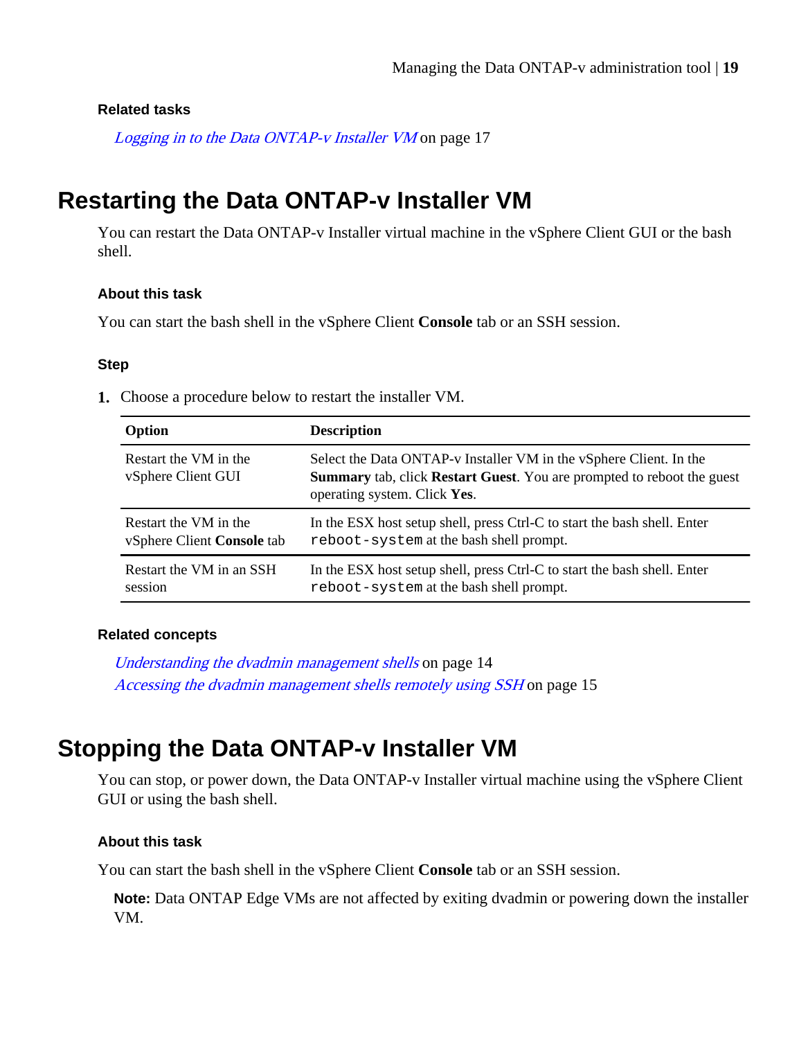#### Related tasks

*Logging in to the Data ONTAP-v Installer VM* on page 17

## Restarting the Data ONTAP-v Installer VM

You can restart the Data ONTAP-v Installer virtual machine in the vSphere Client GUI or the bash shell.

#### About this task

You can start the bash shell in the vSphere Client **Console** tab or an SSH session.

#### Step

1. Choose a procedure below to restart the installer VM.

| Option | Description |
|---|---|
| Restart the VM in the vSphere Client GUI | Select the Data ONTAP-v Installer VM in the vSphere Client. In the **Summary** tab, click **Restart Guest**. You are prompted to reboot the guest operating system. Click **Yes**. |
| Restart the VM in the vSphere Client **Console** tab | In the ESX host setup shell, press Ctrl-C to start the bash shell. Enter `reboot-system` at the bash shell prompt. |
| Restart the VM in an SSH session | In the ESX host setup shell, press Ctrl-C to start the bash shell. Enter `reboot-system` at the bash shell prompt. |

#### Related concepts

*Understanding the dvadmin management shells* on page 14
*Accessing the dvadmin management shells remotely using SSH* on page 15

## Stopping the Data ONTAP-v Installer VM

You can stop, or power down, the Data ONTAP-v Installer virtual machine using the vSphere Client GUI or using the bash shell.

#### About this task

You can start the bash shell in the vSphere Client **Console** tab or an SSH session.

**Note:** Data ONTAP Edge VMs are not affected by exiting dvadmin or powering down the installer VM.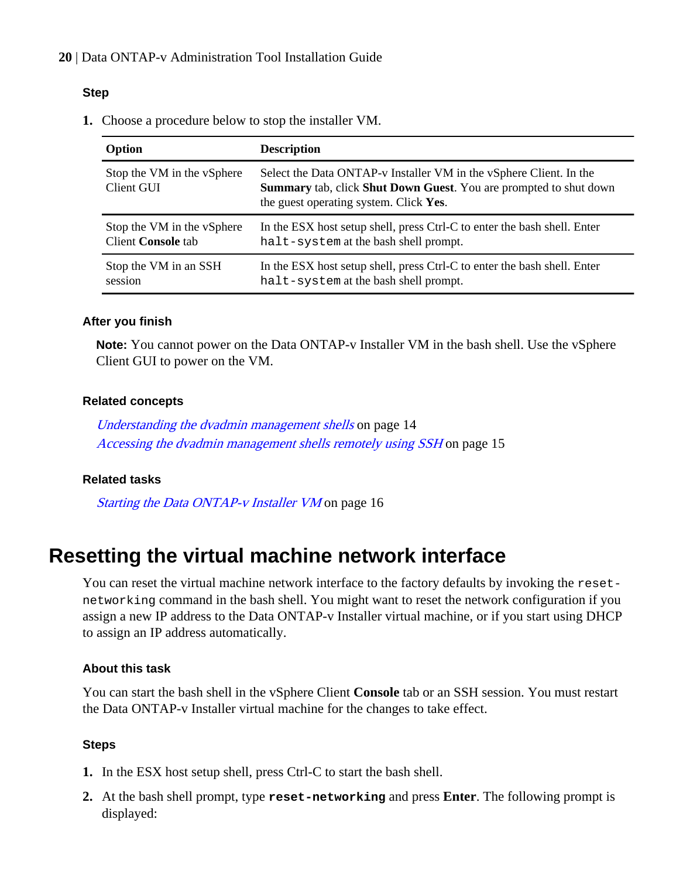#### Step

1. Choose a procedure below to stop the installer VM.

| Option | Description |
|---|---|
| Stop the VM in the vSphere Client GUI | Select the Data ONTAP-v Installer VM in the vSphere Client. In the **Summary** tab, click **Shut Down Guest**. You are prompted to shut down the guest operating system. Click **Yes**. |
| Stop the VM in the vSphere Client **Console** tab | In the ESX host setup shell, press Ctrl-C to enter the bash shell. Enter `halt-system` at the bash shell prompt. |
| Stop the VM in an SSH session | In the ESX host setup shell, press Ctrl-C to enter the bash shell. Enter `halt-system` at the bash shell prompt. |

#### After you finish

**Note:** You cannot power on the Data ONTAP-v Installer VM in the bash shell. Use the vSphere Client GUI to power on the VM.

#### Related concepts

*Understanding the dvadmin management shells* on page 14
*Accessing the dvadmin management shells remotely using SSH* on page 15

#### Related tasks

*Starting the Data ONTAP-v Installer VM* on page 16

## Resetting the virtual machine network interface

You can reset the virtual machine network interface to the factory defaults by invoking the `reset-networking` command in the bash shell. You might want to reset the network configuration if you assign a new IP address to the Data ONTAP-v Installer virtual machine, or if you start using DHCP to assign an IP address automatically.

#### About this task

You can start the bash shell in the vSphere Client **Console** tab or an SSH session. You must restart the Data ONTAP-v Installer virtual machine for the changes to take effect.

#### Steps

1. In the ESX host setup shell, press Ctrl-C to start the bash shell.
2. At the bash shell prompt, type **`reset-networking`** and press **Enter**. The following prompt is displayed: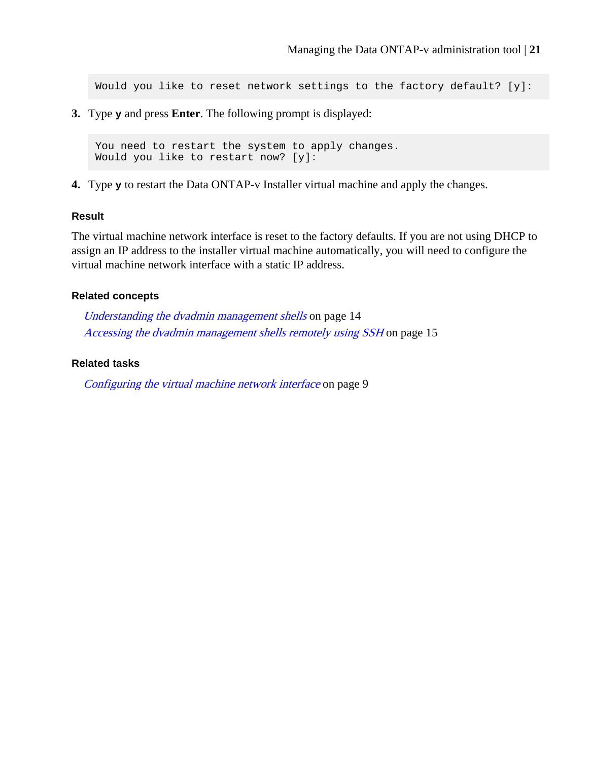```
Would you like to reset network settings to the factory default? [y]:
```

3. Type **y** and press **Enter**. The following prompt is displayed:

```
You need to restart the system to apply changes.
Would you like to restart now? [y]:
```

4. Type **y** to restart the Data ONTAP-v Installer virtual machine and apply the changes.

#### Result

The virtual machine network interface is reset to the factory defaults. If you are not using DHCP to assign an IP address to the installer virtual machine automatically, you will need to configure the virtual machine network interface with a static IP address.

#### Related concepts

*Understanding the dvadmin management shells* on page 14
*Accessing the dvadmin management shells remotely using SSH* on page 15

#### Related tasks

*Configuring the virtual machine network interface* on page 9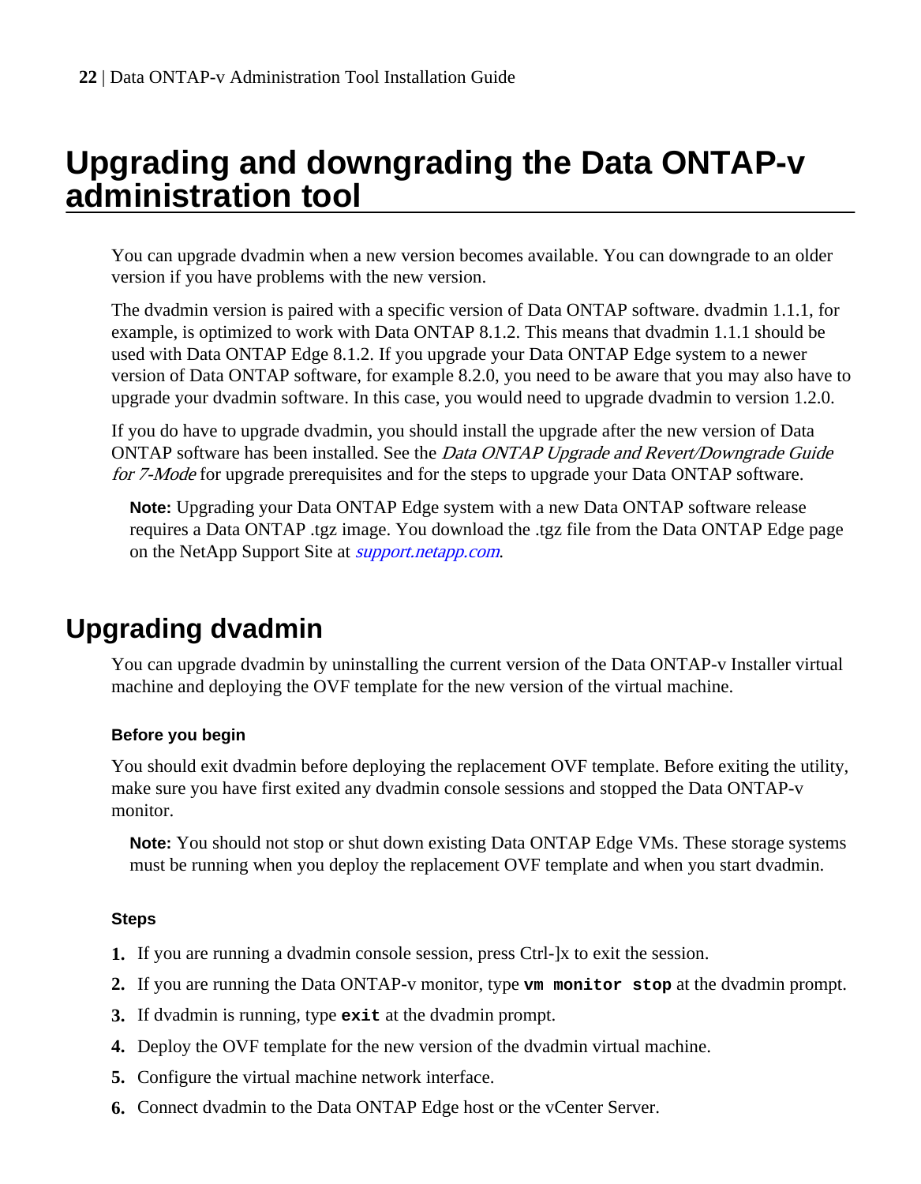# Upgrading and downgrading the Data ONTAP-v administration tool

You can upgrade dvadmin when a new version becomes available. You can downgrade to an older version if you have problems with the new version.

The dvadmin version is paired with a specific version of Data ONTAP software. dvadmin 1.1.1, for example, is optimized to work with Data ONTAP 8.1.2. This means that dvadmin 1.1.1 should be used with Data ONTAP Edge 8.1.2. If you upgrade your Data ONTAP Edge system to a newer version of Data ONTAP software, for example 8.2.0, you need to be aware that you may also have to upgrade your dvadmin software. In this case, you would need to upgrade dvadmin to version 1.2.0.

If you do have to upgrade dvadmin, you should install the upgrade after the new version of Data ONTAP software has been installed. See the *Data ONTAP Upgrade and Revert/Downgrade Guide for 7-Mode* for upgrade prerequisites and for the steps to upgrade your Data ONTAP software.

> **Note:** Upgrading your Data ONTAP Edge system with a new Data ONTAP software release requires a Data ONTAP .tgz image. You download the .tgz file from the Data ONTAP Edge page on the NetApp Support Site at *support.netapp.com*.

## Upgrading dvadmin

You can upgrade dvadmin by uninstalling the current version of the Data ONTAP-v Installer virtual machine and deploying the OVF template for the new version of the virtual machine.

### Before you begin

You should exit dvadmin before deploying the replacement OVF template. Before exiting the utility, make sure you have first exited any dvadmin console sessions and stopped the Data ONTAP-v monitor.

> **Note:** You should not stop or shut down existing Data ONTAP Edge VMs. These storage systems must be running when you deploy the replacement OVF template and when you start dvadmin.

### Steps

1. If you are running a dvadmin console session, press Ctrl-]x to exit the session.
2. If you are running the Data ONTAP-v monitor, type **`vm monitor stop`** at the dvadmin prompt.
3. If dvadmin is running, type **`exit`** at the dvadmin prompt.
4. Deploy the OVF template for the new version of the dvadmin virtual machine.
5. Configure the virtual machine network interface.
6. Connect dvadmin to the Data ONTAP Edge host or the vCenter Server.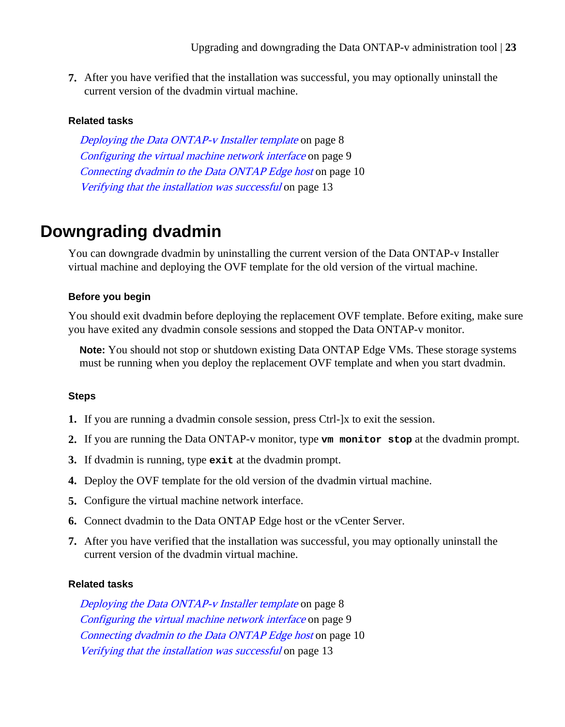7. After you have verified that the installation was successful, you may optionally uninstall the current version of the dvadmin virtual machine.

#### Related tasks

*Deploying the Data ONTAP-v Installer template* on page 8
*Configuring the virtual machine network interface* on page 9
*Connecting dvadmin to the Data ONTAP Edge host* on page 10
*Verifying that the installation was successful* on page 13

## Downgrading dvadmin

You can downgrade dvadmin by uninstalling the current version of the Data ONTAP-v Installer virtual machine and deploying the OVF template for the old version of the virtual machine.

#### Before you begin

You should exit dvadmin before deploying the replacement OVF template. Before exiting, make sure you have exited any dvadmin console sessions and stopped the Data ONTAP-v monitor.

> **Note:** You should not stop or shutdown existing Data ONTAP Edge VMs. These storage systems must be running when you deploy the replacement OVF template and when you start dvadmin.

#### Steps

1. If you are running a dvadmin console session, press Ctrl-]x to exit the session.
2. If you are running the Data ONTAP-v monitor, type **`vm monitor stop`** at the dvadmin prompt.
3. If dvadmin is running, type **`exit`** at the dvadmin prompt.
4. Deploy the OVF template for the old version of the dvadmin virtual machine.
5. Configure the virtual machine network interface.
6. Connect dvadmin to the Data ONTAP Edge host or the vCenter Server.
7. After you have verified that the installation was successful, you may optionally uninstall the current version of the dvadmin virtual machine.

#### Related tasks

*Deploying the Data ONTAP-v Installer template* on page 8
*Configuring the virtual machine network interface* on page 9
*Connecting dvadmin to the Data ONTAP Edge host* on page 10
*Verifying that the installation was successful* on page 13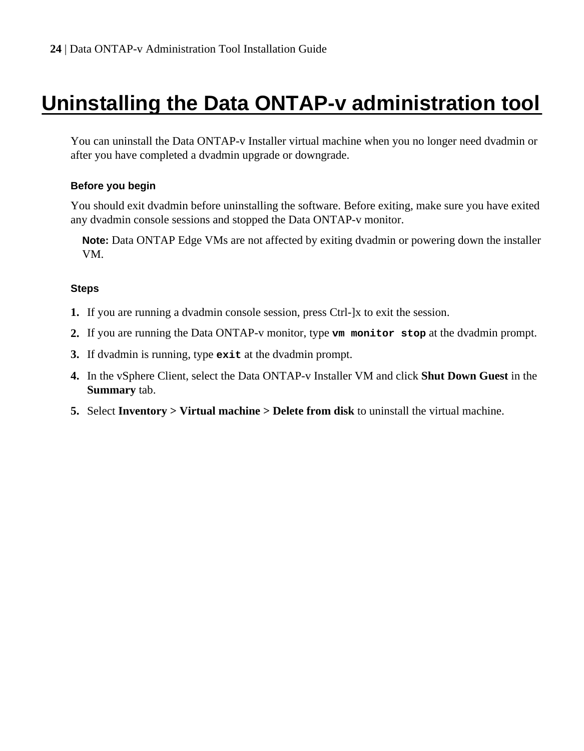# Uninstalling the Data ONTAP-v administration tool

You can uninstall the Data ONTAP-v Installer virtual machine when you no longer need dvadmin or after you have completed a dvadmin upgrade or downgrade.

### Before you begin

You should exit dvadmin before uninstalling the software. Before exiting, make sure you have exited any dvadmin console sessions and stopped the Data ONTAP-v monitor.

**Note:** Data ONTAP Edge VMs are not affected by exiting dvadmin or powering down the installer VM.

### Steps

1. If you are running a dvadmin console session, press Ctrl-]x to exit the session.
2. If you are running the Data ONTAP-v monitor, type **`vm monitor stop`** at the dvadmin prompt.
3. If dvadmin is running, type **`exit`** at the dvadmin prompt.
4. In the vSphere Client, select the Data ONTAP-v Installer VM and click **Shut Down Guest** in the **Summary** tab.
5. Select **Inventory > Virtual machine > Delete from disk** to uninstall the virtual machine.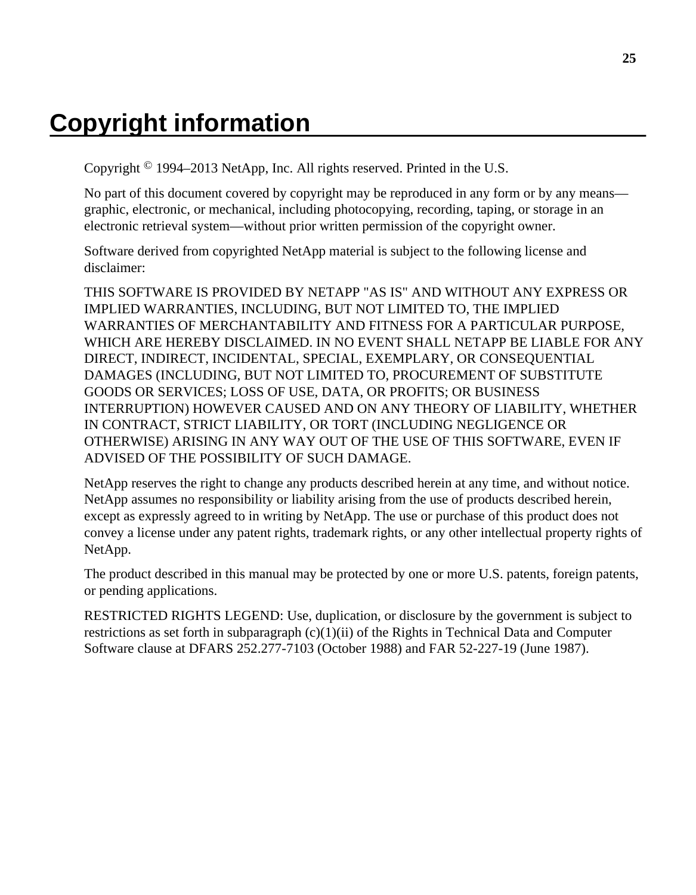# Copyright information

Copyright © 1994–2013 NetApp, Inc. All rights reserved. Printed in the U.S.

No part of this document covered by copyright may be reproduced in any form or by any means—graphic, electronic, or mechanical, including photocopying, recording, taping, or storage in an electronic retrieval system—without prior written permission of the copyright owner.

Software derived from copyrighted NetApp material is subject to the following license and disclaimer:

THIS SOFTWARE IS PROVIDED BY NETAPP "AS IS" AND WITHOUT ANY EXPRESS OR IMPLIED WARRANTIES, INCLUDING, BUT NOT LIMITED TO, THE IMPLIED WARRANTIES OF MERCHANTABILITY AND FITNESS FOR A PARTICULAR PURPOSE, WHICH ARE HEREBY DISCLAIMED. IN NO EVENT SHALL NETAPP BE LIABLE FOR ANY DIRECT, INDIRECT, INCIDENTAL, SPECIAL, EXEMPLARY, OR CONSEQUENTIAL DAMAGES (INCLUDING, BUT NOT LIMITED TO, PROCUREMENT OF SUBSTITUTE GOODS OR SERVICES; LOSS OF USE, DATA, OR PROFITS; OR BUSINESS INTERRUPTION) HOWEVER CAUSED AND ON ANY THEORY OF LIABILITY, WHETHER IN CONTRACT, STRICT LIABILITY, OR TORT (INCLUDING NEGLIGENCE OR OTHERWISE) ARISING IN ANY WAY OUT OF THE USE OF THIS SOFTWARE, EVEN IF ADVISED OF THE POSSIBILITY OF SUCH DAMAGE.

NetApp reserves the right to change any products described herein at any time, and without notice. NetApp assumes no responsibility or liability arising from the use of products described herein, except as expressly agreed to in writing by NetApp. The use or purchase of this product does not convey a license under any patent rights, trademark rights, or any other intellectual property rights of NetApp.

The product described in this manual may be protected by one or more U.S. patents, foreign patents, or pending applications.

RESTRICTED RIGHTS LEGEND: Use, duplication, or disclosure by the government is subject to restrictions as set forth in subparagraph (c)(1)(ii) of the Rights in Technical Data and Computer Software clause at DFARS 252.277-7103 (October 1988) and FAR 52-227-19 (June 1987).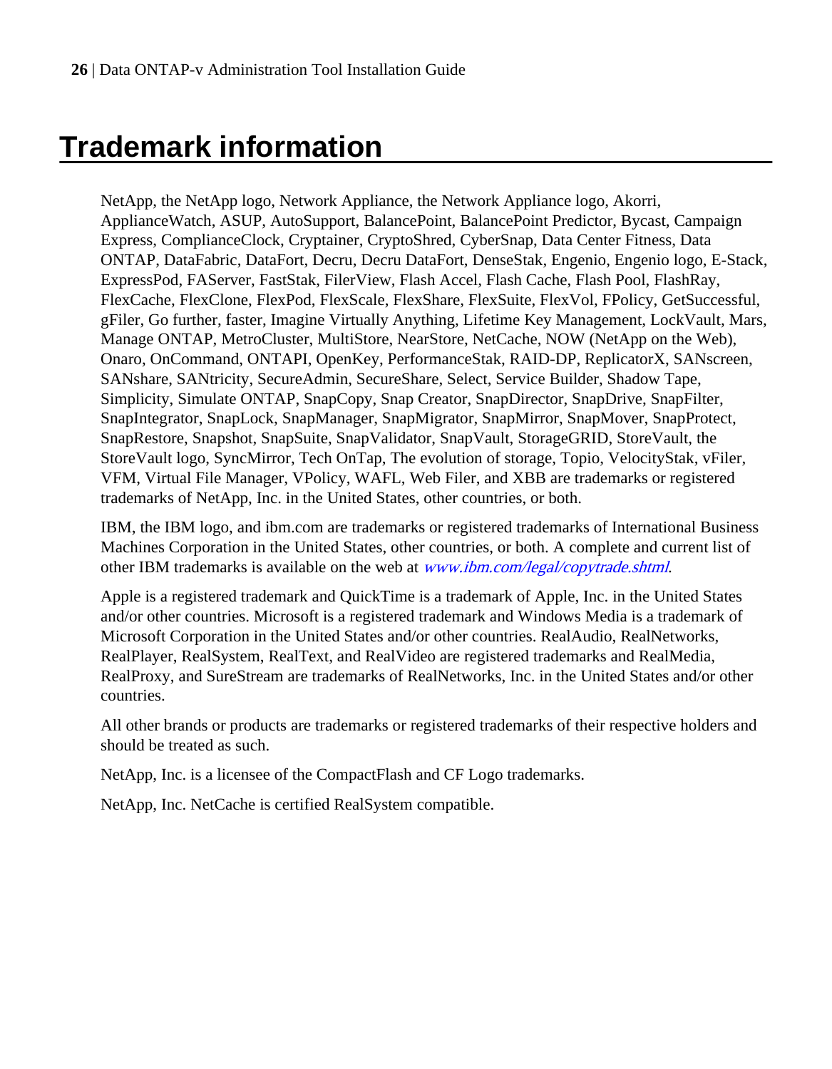# Trademark information

NetApp, the NetApp logo, Network Appliance, the Network Appliance logo, Akorri, ApplianceWatch, ASUP, AutoSupport, BalancePoint, BalancePoint Predictor, Bycast, Campaign Express, ComplianceClock, Cryptainer, CryptoShred, CyberSnap, Data Center Fitness, Data ONTAP, DataFabric, DataFort, Decru, Decru DataFort, DenseStak, Engenio, Engenio logo, E-Stack, ExpressPod, FAServer, FastStak, FilerView, Flash Accel, Flash Cache, Flash Pool, FlashRay, FlexCache, FlexClone, FlexPod, FlexScale, FlexShare, FlexSuite, FlexVol, FPolicy, GetSuccessful, gFiler, Go further, faster, Imagine Virtually Anything, Lifetime Key Management, LockVault, Mars, Manage ONTAP, MetroCluster, MultiStore, NearStore, NetCache, NOW (NetApp on the Web), Onaro, OnCommand, ONTAPI, OpenKey, PerformanceStak, RAID-DP, ReplicatorX, SANscreen, SANshare, SANtricity, SecureAdmin, SecureShare, Select, Service Builder, Shadow Tape, Simplicity, Simulate ONTAP, SnapCopy, Snap Creator, SnapDirector, SnapDrive, SnapFilter, SnapIntegrator, SnapLock, SnapManager, SnapMigrator, SnapMirror, SnapMover, SnapProtect, SnapRestore, Snapshot, SnapSuite, SnapValidator, SnapVault, StorageGRID, StoreVault, the StoreVault logo, SyncMirror, Tech OnTap, The evolution of storage, Topio, VelocityStak, vFiler, VFM, Virtual File Manager, VPolicy, WAFL, Web Filer, and XBB are trademarks or registered trademarks of NetApp, Inc. in the United States, other countries, or both.

IBM, the IBM logo, and ibm.com are trademarks or registered trademarks of International Business Machines Corporation in the United States, other countries, or both. A complete and current list of other IBM trademarks is available on the web at *www.ibm.com/legal/copytrade.shtml*.

Apple is a registered trademark and QuickTime is a trademark of Apple, Inc. in the United States and/or other countries. Microsoft is a registered trademark and Windows Media is a trademark of Microsoft Corporation in the United States and/or other countries. RealAudio, RealNetworks, RealPlayer, RealSystem, RealText, and RealVideo are registered trademarks and RealMedia, RealProxy, and SureStream are trademarks of RealNetworks, Inc. in the United States and/or other countries.

All other brands or products are trademarks or registered trademarks of their respective holders and should be treated as such.

NetApp, Inc. is a licensee of the CompactFlash and CF Logo trademarks.

NetApp, Inc. NetCache is certified RealSystem compatible.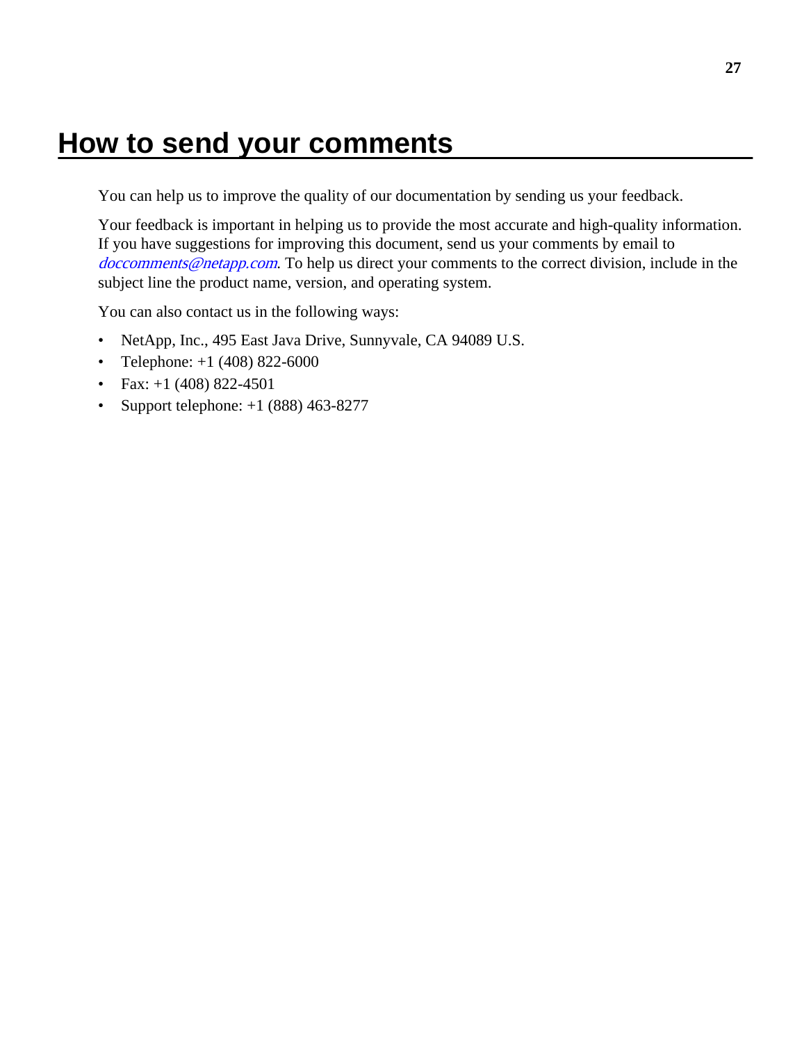# How to send your comments

You can help us to improve the quality of our documentation by sending us your feedback.

Your feedback is important in helping us to provide the most accurate and high-quality information. If you have suggestions for improving this document, send us your comments by email to *doccomments@netapp.com*. To help us direct your comments to the correct division, include in the subject line the product name, version, and operating system.

You can also contact us in the following ways:

- NetApp, Inc., 495 East Java Drive, Sunnyvale, CA 94089 U.S.
- Telephone: +1 (408) 822-6000
- Fax: +1 (408) 822-4501
- Support telephone: +1 (888) 463-8277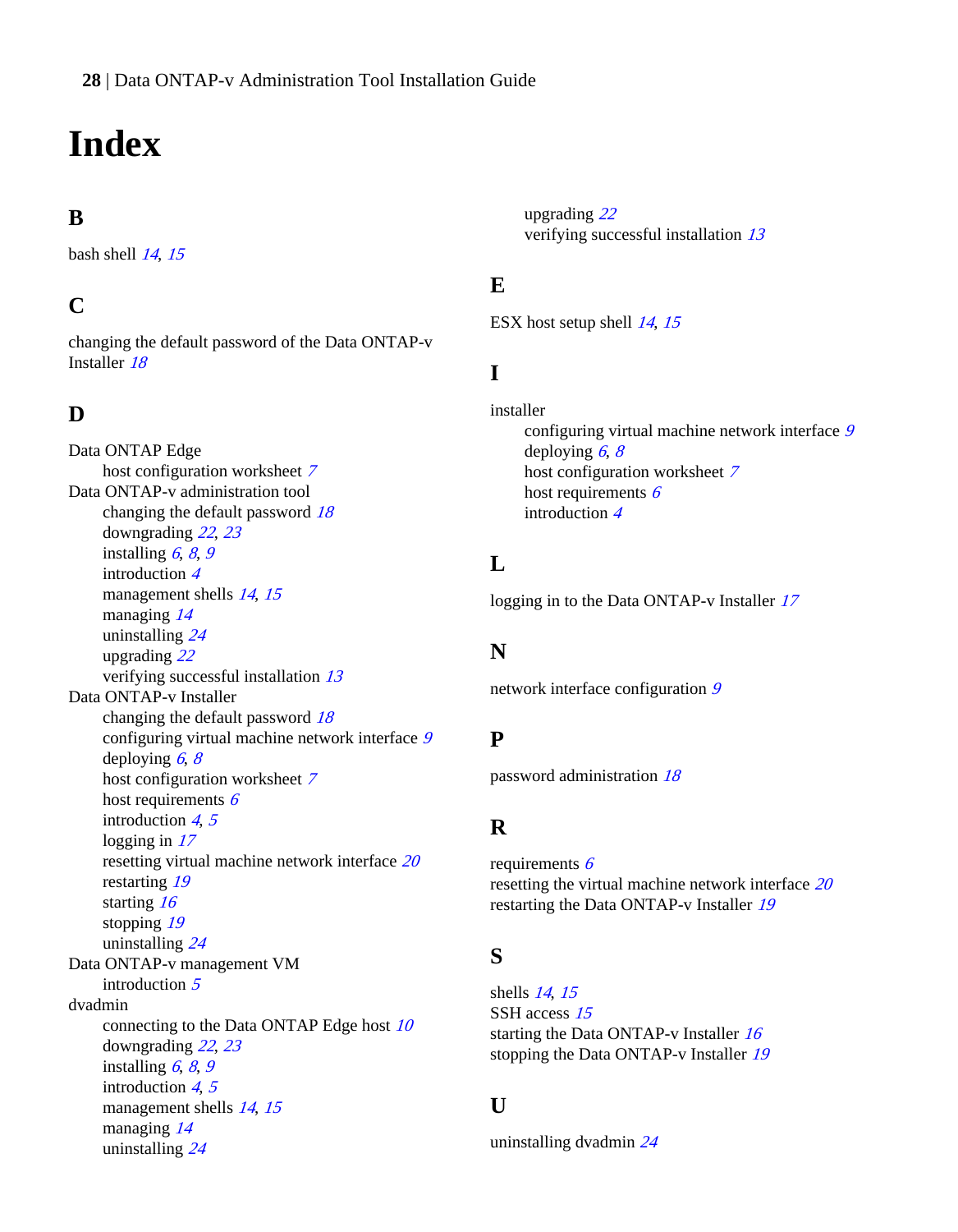# Index

## B

bash shell 14, 15

## C

changing the default password of the Data ONTAP-v Installer 18

## D

Data ONTAP Edge
- host configuration worksheet 7

Data ONTAP-v administration tool
- changing the default password 18
- downgrading 22, 23
- installing 6, 8, 9
- introduction 4
- management shells 14, 15
- managing 14
- uninstalling 24
- upgrading 22
- verifying successful installation 13

Data ONTAP-v Installer
- changing the default password 18
- configuring virtual machine network interface 9
- deploying 6, 8
- host configuration worksheet 7
- host requirements 6
- introduction 4, 5
- logging in 17
- resetting virtual machine network interface 20
- restarting 19
- starting 16
- stopping 19
- uninstalling 24

Data ONTAP-v management VM
- introduction 5

dvadmin
- connecting to the Data ONTAP Edge host 10
- downgrading 22, 23
- installing 6, 8, 9
- introduction 4, 5
- management shells 14, 15
- managing 14
- uninstalling 24
- upgrading 22
- verifying successful installation 13

## E

ESX host setup shell 14, 15

## I

installer
- configuring virtual machine network interface 9
- deploying 6, 8
- host configuration worksheet 7
- host requirements 6
- introduction 4

## L

logging in to the Data ONTAP-v Installer 17

## N

network interface configuration 9

## P

password administration 18

## R

requirements 6
resetting the virtual machine network interface 20
restarting the Data ONTAP-v Installer 19

## S

shells 14, 15
SSH access 15
starting the Data ONTAP-v Installer 16
stopping the Data ONTAP-v Installer 19

## U

uninstalling dvadmin 24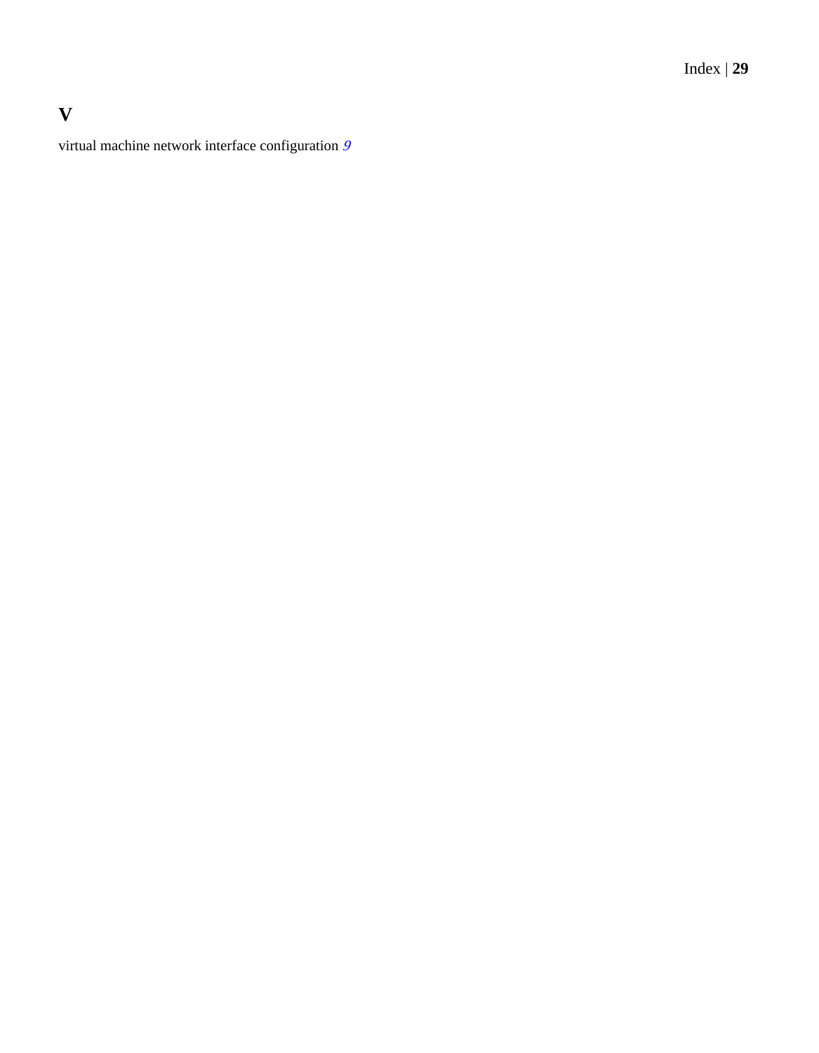## V

virtual machine network interface configuration *9*